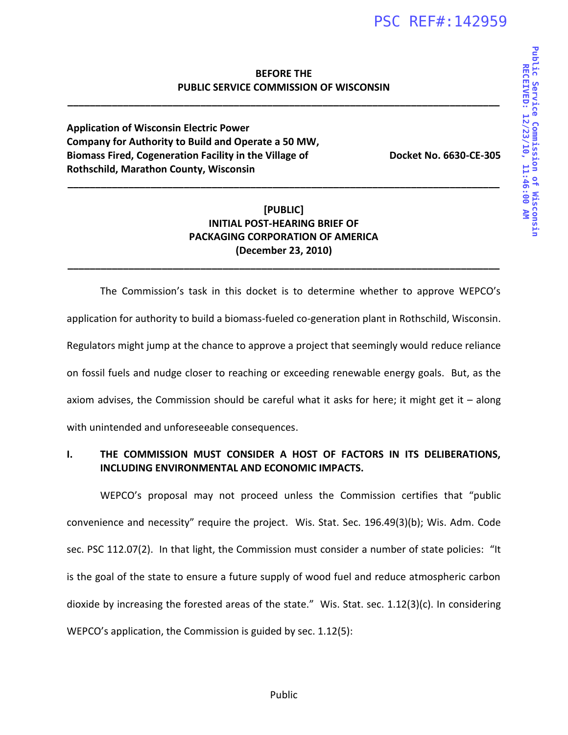**BEFORE THE**
**PUBLIC SERVICE COMMISSION OF WISCONSIN**

---

**Application of Wisconsin Electric Power Company for Authority to Build and Operate a 50 MW, Biomass Fired, Cogeneration Facility in the Village of Rothschild, Marathon County, Wisconsin**

**Docket No. 6630-CE-305**

---

**[PUBLIC]**
**INITIAL POST-HEARING BRIEF OF**
**PACKAGING CORPORATION OF AMERICA**
**(December 23, 2010)**

---

The Commission's task in this docket is to determine whether to approve WEPCO's application for authority to build a biomass-fueled co-generation plant in Rothschild, Wisconsin. Regulators might jump at the chance to approve a project that seemingly would reduce reliance on fossil fuels and nudge closer to reaching or exceeding renewable energy goals. But, as the axiom advises, the Commission should be careful what it asks for here; it might get it – along with unintended and unforeseeable consequences.

## I. THE COMMISSION MUST CONSIDER A HOST OF FACTORS IN ITS DELIBERATIONS, INCLUDING ENVIRONMENTAL AND ECONOMIC IMPACTS.

WEPCO's proposal may not proceed unless the Commission certifies that "public convenience and necessity" require the project. Wis. Stat. Sec. 196.49(3)(b); Wis. Adm. Code sec. PSC 112.07(2). In that light, the Commission must consider a number of state policies: "It is the goal of the state to ensure a future supply of wood fuel and reduce atmospheric carbon dioxide by increasing the forested areas of the state." Wis. Stat. sec. 1.12(3)(c). In considering WEPCO's application, the Commission is guided by sec. 1.12(5):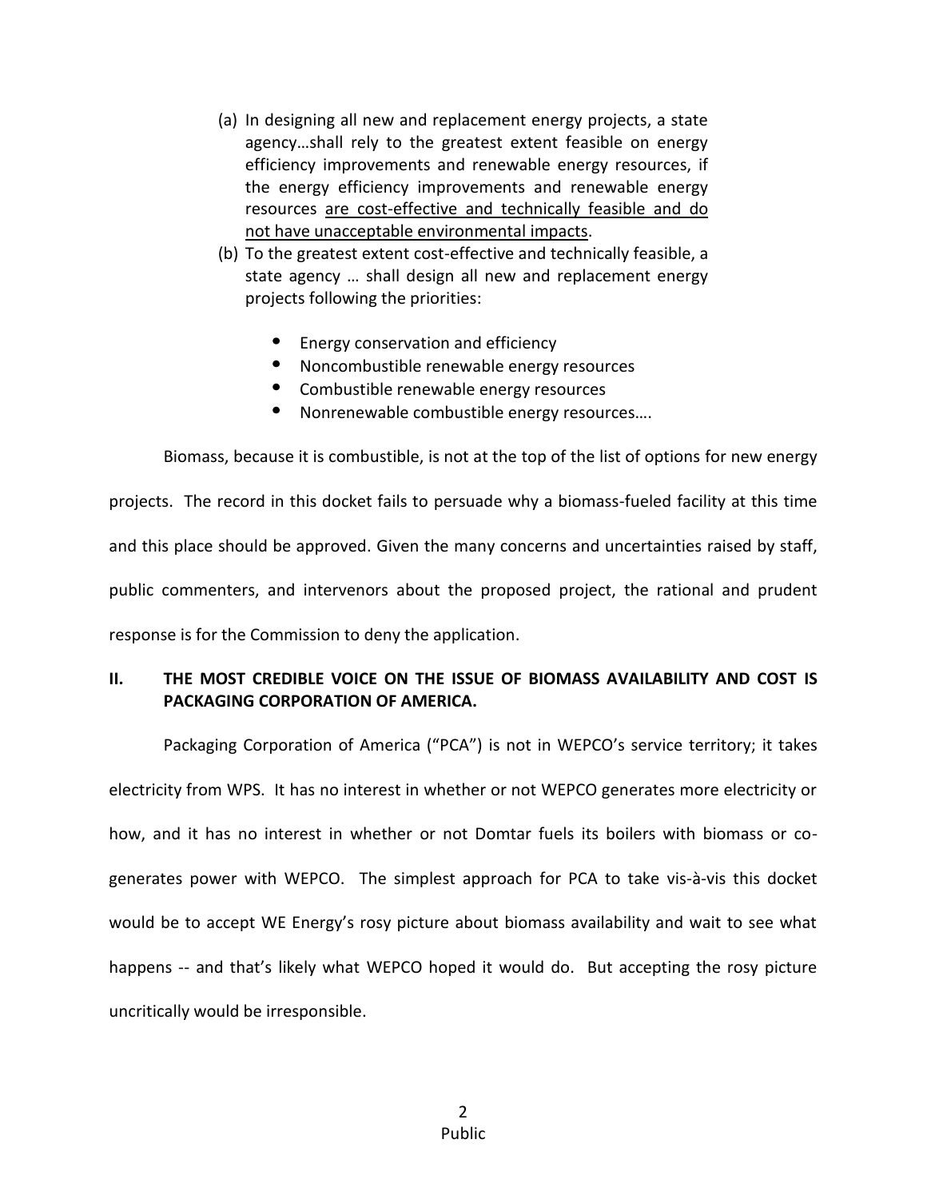(a) In designing all new and replacement energy projects, a state agency…shall rely to the greatest extent feasible on energy efficiency improvements and renewable energy resources, if the energy efficiency improvements and renewable energy resources <u>are cost-effective and technically feasible and do not have unacceptable environmental impacts</u>.

(b) To the greatest extent cost-effective and technically feasible, a state agency … shall design all new and replacement energy projects following the priorities:

- Energy conservation and efficiency
- Noncombustible renewable energy resources
- Combustible renewable energy resources
- Nonrenewable combustible energy resources….

Biomass, because it is combustible, is not at the top of the list of options for new energy projects. The record in this docket fails to persuade why a biomass-fueled facility at this time and this place should be approved. Given the many concerns and uncertainties raised by staff, public commenters, and intervenors about the proposed project, the rational and prudent response is for the Commission to deny the application.

## II. THE MOST CREDIBLE VOICE ON THE ISSUE OF BIOMASS AVAILABILITY AND COST IS PACKAGING CORPORATION OF AMERICA.

Packaging Corporation of America ("PCA") is not in WEPCO's service territory; it takes electricity from WPS. It has no interest in whether or not WEPCO generates more electricity or how, and it has no interest in whether or not Domtar fuels its boilers with biomass or co-generates power with WEPCO. The simplest approach for PCA to take vis-à-vis this docket would be to accept WE Energy's rosy picture about biomass availability and wait to see what happens -- and that's likely what WEPCO hoped it would do. But accepting the rosy picture uncritically would be irresponsible.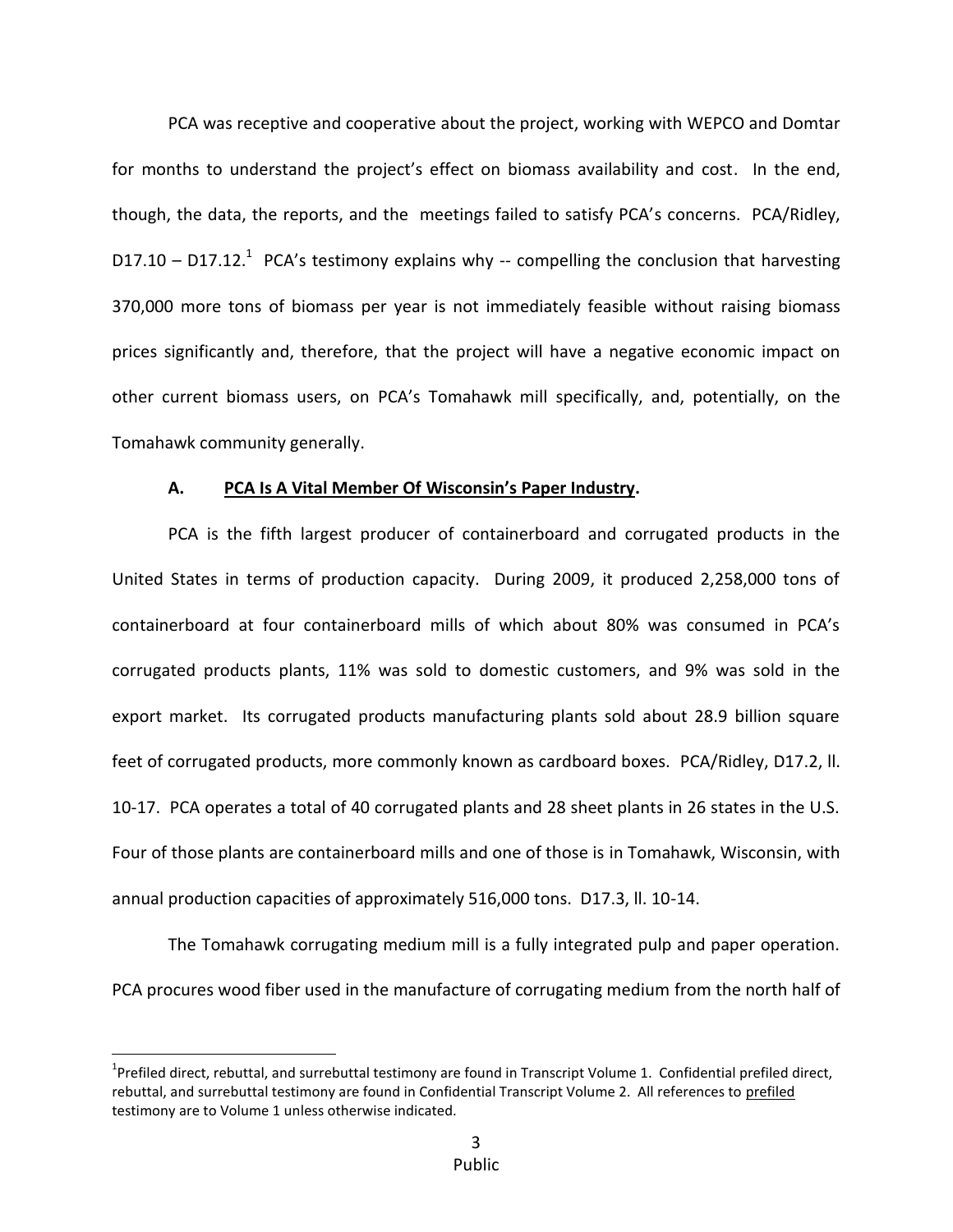PCA was receptive and cooperative about the project, working with WEPCO and Domtar for months to understand the project's effect on biomass availability and cost. In the end, though, the data, the reports, and the meetings failed to satisfy PCA's concerns. PCA/Ridley, D17.10 – D17.12.[1] PCA's testimony explains why -- compelling the conclusion that harvesting 370,000 more tons of biomass per year is not immediately feasible without raising biomass prices significantly and, therefore, that the project will have a negative economic impact on other current biomass users, on PCA's Tomahawk mill specifically, and, potentially, on the Tomahawk community generally.

**A. <u>PCA Is A Vital Member Of Wisconsin's Paper Industry</u>.**

PCA is the fifth largest producer of containerboard and corrugated products in the United States in terms of production capacity. During 2009, it produced 2,258,000 tons of containerboard at four containerboard mills of which about 80% was consumed in PCA's corrugated products plants, 11% was sold to domestic customers, and 9% was sold in the export market. Its corrugated products manufacturing plants sold about 28.9 billion square feet of corrugated products, more commonly known as cardboard boxes. PCA/Ridley, D17.2, ll. 10-17. PCA operates a total of 40 corrugated plants and 28 sheet plants in 26 states in the U.S. Four of those plants are containerboard mills and one of those is in Tomahawk, Wisconsin, with annual production capacities of approximately 516,000 tons. D17.3, ll. 10-14.

The Tomahawk corrugating medium mill is a fully integrated pulp and paper operation. PCA procures wood fiber used in the manufacture of corrugating medium from the north half of

---

[1] Prefiled direct, rebuttal, and surrebuttal testimony are found in Transcript Volume 1. Confidential prefiled direct, rebuttal, and surrebuttal testimony are found in Confidential Transcript Volume 2. All references to <u>prefiled</u> testimony are to Volume 1 unless otherwise indicated.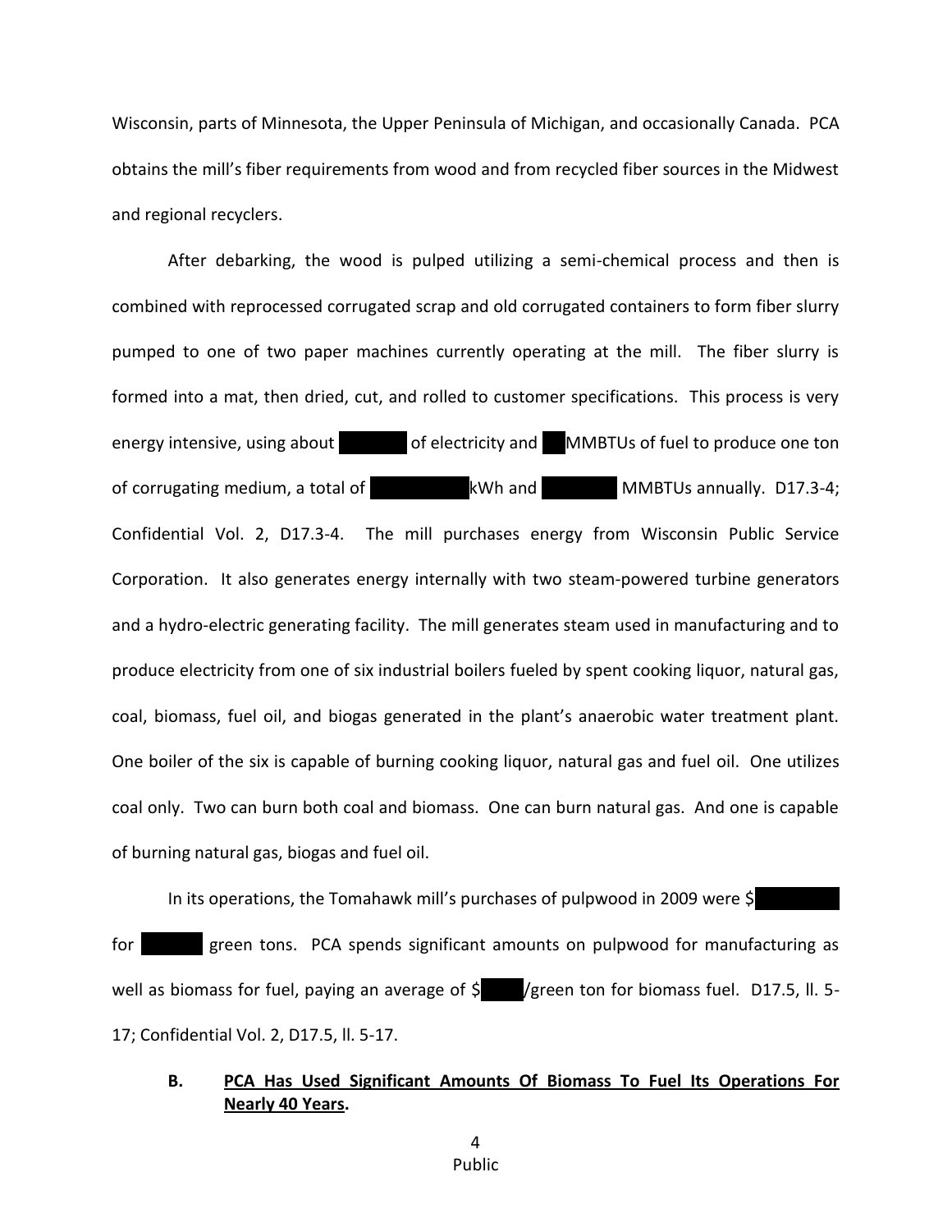Wisconsin, parts of Minnesota, the Upper Peninsula of Michigan, and occasionally Canada. PCA obtains the mill's fiber requirements from wood and from recycled fiber sources in the Midwest and regional recyclers.

After debarking, the wood is pulped utilizing a semi-chemical process and then is combined with reprocessed corrugated scrap and old corrugated containers to form fiber slurry pumped to one of two paper machines currently operating at the mill. The fiber slurry is formed into a mat, then dried, cut, and rolled to customer specifications. This process is very energy intensive, using about ████ of electricity and ██ MMBTUs of fuel to produce one ton of corrugating medium, a total of ████ kWh and ████ MMBTUs annually. D17.3-4; Confidential Vol. 2, D17.3-4. The mill purchases energy from Wisconsin Public Service Corporation. It also generates energy internally with two steam-powered turbine generators and a hydro-electric generating facility. The mill generates steam used in manufacturing and to produce electricity from one of six industrial boilers fueled by spent cooking liquor, natural gas, coal, biomass, fuel oil, and biogas generated in the plant's anaerobic water treatment plant. One boiler of the six is capable of burning cooking liquor, natural gas and fuel oil. One utilizes coal only. Two can burn both coal and biomass. One can burn natural gas. And one is capable of burning natural gas, biogas and fuel oil.

In its operations, the Tomahawk mill's purchases of pulpwood in 2009 were $████ for ████ green tons. PCA spends significant amounts on pulpwood for manufacturing as well as biomass for fuel, paying an average of $████/green ton for biomass fuel. D17.5, ll. 5-17; Confidential Vol. 2, D17.5, ll. 5-17.

## B. PCA Has Used Significant Amounts Of Biomass To Fuel Its Operations For Nearly 40 Years.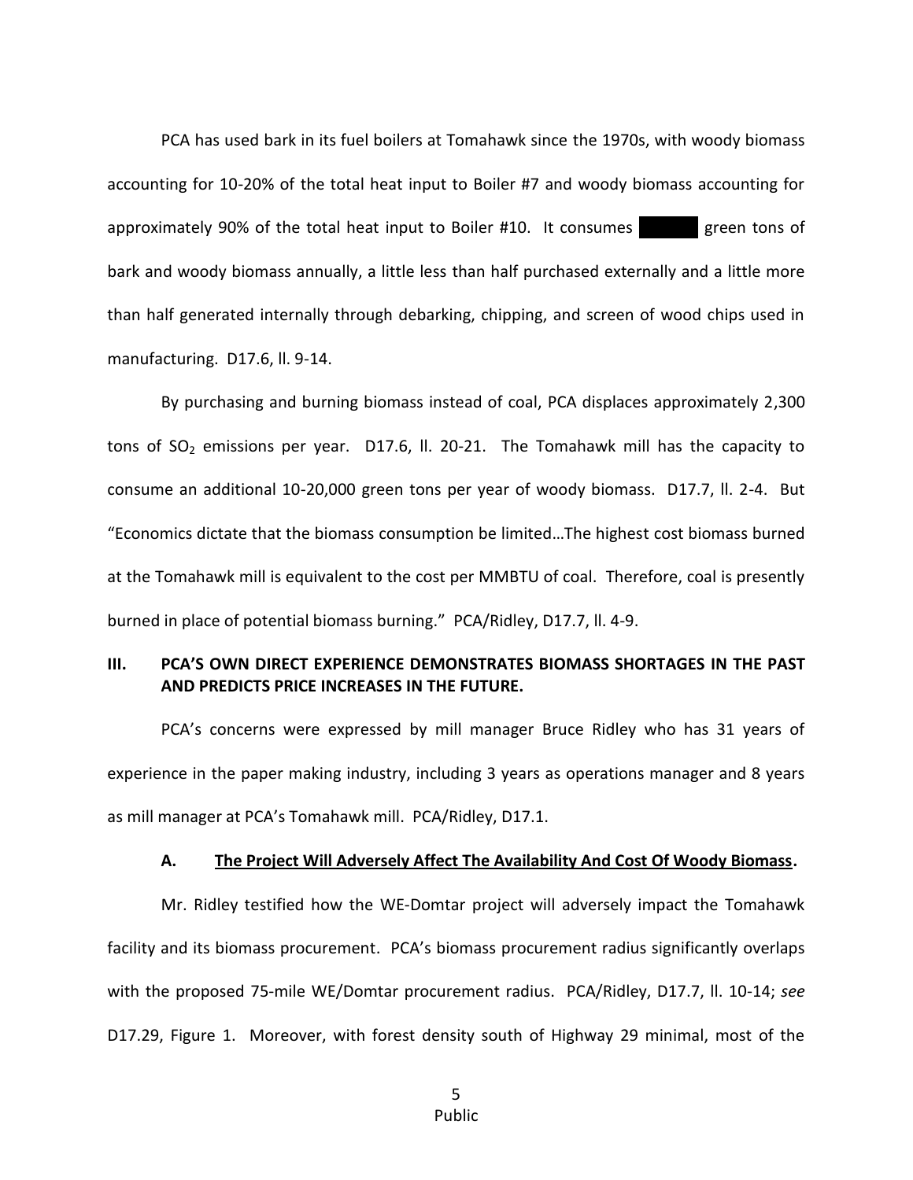PCA has used bark in its fuel boilers at Tomahawk since the 1970s, with woody biomass accounting for 10-20% of the total heat input to Boiler #7 and woody biomass accounting for approximately 90% of the total heat input to Boiler #10. It consumes ██████ green tons of bark and woody biomass annually, a little less than half purchased externally and a little more than half generated internally through debarking, chipping, and screen of wood chips used in manufacturing. D17.6, ll. 9-14.

By purchasing and burning biomass instead of coal, PCA displaces approximately 2,300 tons of $SO_2$ emissions per year. D17.6, ll. 20-21. The Tomahawk mill has the capacity to consume an additional 10-20,000 green tons per year of woody biomass. D17.7, ll. 2-4. But "Economics dictate that the biomass consumption be limited…The highest cost biomass burned at the Tomahawk mill is equivalent to the cost per MMBTU of coal. Therefore, coal is presently burned in place of potential biomass burning." PCA/Ridley, D17.7, ll. 4-9.

## III. PCA'S OWN DIRECT EXPERIENCE DEMONSTRATES BIOMASS SHORTAGES IN THE PAST AND PREDICTS PRICE INCREASES IN THE FUTURE.

PCA's concerns were expressed by mill manager Bruce Ridley who has 31 years of experience in the paper making industry, including 3 years as operations manager and 8 years as mill manager at PCA's Tomahawk mill. PCA/Ridley, D17.1.

### A. The Project Will Adversely Affect The Availability And Cost Of Woody Biomass.

Mr. Ridley testified how the WE-Domtar project will adversely impact the Tomahawk facility and its biomass procurement. PCA's biomass procurement radius significantly overlaps with the proposed 75-mile WE/Domtar procurement radius. PCA/Ridley, D17.7, ll. 10-14; *see* D17.29, Figure 1. Moreover, with forest density south of Highway 29 minimal, most of the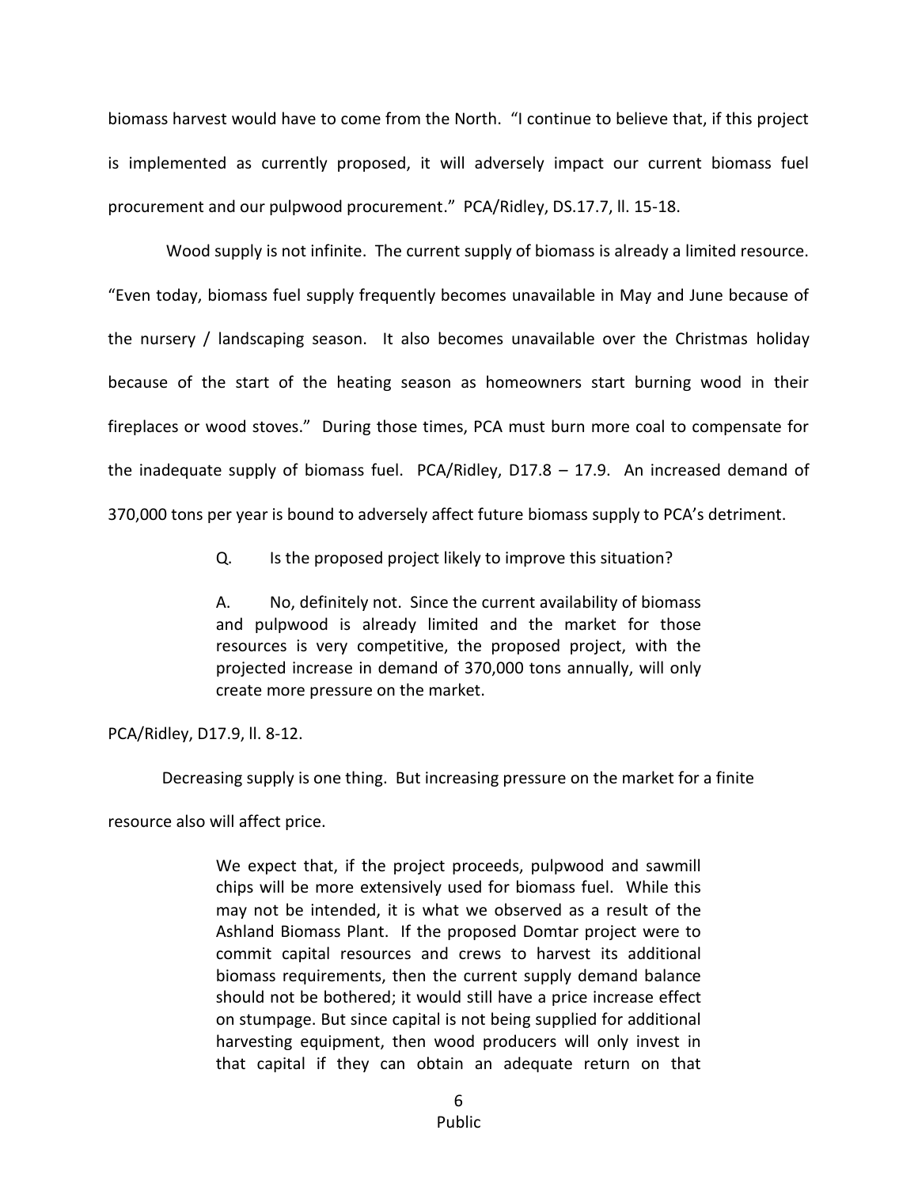biomass harvest would have to come from the North. "I continue to believe that, if this project is implemented as currently proposed, it will adversely impact our current biomass fuel procurement and our pulpwood procurement." PCA/Ridley, DS.17.7, ll. 15-18.

Wood supply is not infinite. The current supply of biomass is already a limited resource. "Even today, biomass fuel supply frequently becomes unavailable in May and June because of the nursery / landscaping season. It also becomes unavailable over the Christmas holiday because of the start of the heating season as homeowners start burning wood in their fireplaces or wood stoves." During those times, PCA must burn more coal to compensate for the inadequate supply of biomass fuel. PCA/Ridley, D17.8 – 17.9. An increased demand of 370,000 tons per year is bound to adversely affect future biomass supply to PCA's detriment.

> Q. Is the proposed project likely to improve this situation?
>
> A. No, definitely not. Since the current availability of biomass and pulpwood is already limited and the market for those resources is very competitive, the proposed project, with the projected increase in demand of 370,000 tons annually, will only create more pressure on the market.

PCA/Ridley, D17.9, ll. 8-12.

Decreasing supply is one thing. But increasing pressure on the market for a finite resource also will affect price.

> We expect that, if the project proceeds, pulpwood and sawmill chips will be more extensively used for biomass fuel. While this may not be intended, it is what we observed as a result of the Ashland Biomass Plant. If the proposed Domtar project were to commit capital resources and crews to harvest its additional biomass requirements, then the current supply demand balance should not be bothered; it would still have a price increase effect on stumpage. But since capital is not being supplied for additional harvesting equipment, then wood producers will only invest in that capital if they can obtain an adequate return on that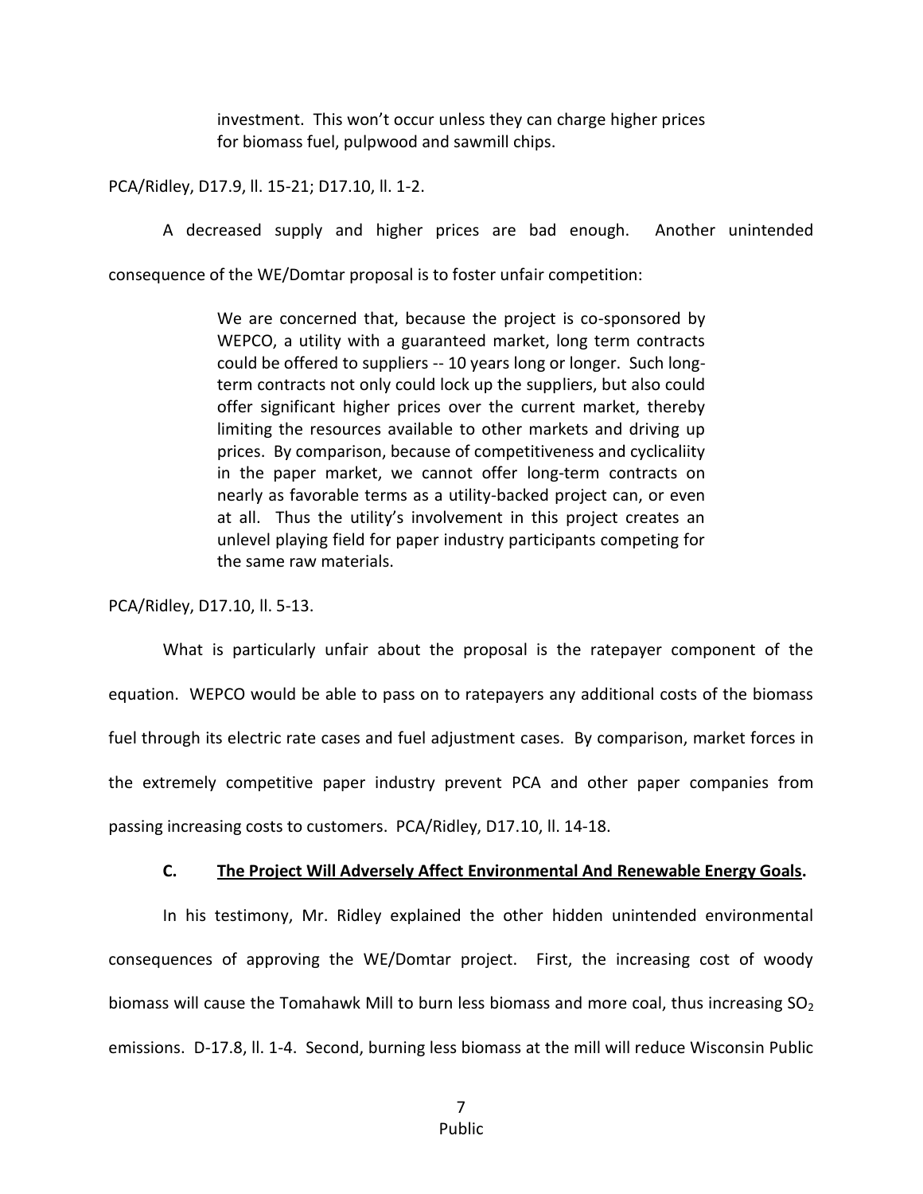> investment. This won't occur unless they can charge higher prices for biomass fuel, pulpwood and sawmill chips.

PCA/Ridley, D17.9, ll. 15-21; D17.10, ll. 1-2.

A decreased supply and higher prices are bad enough. Another unintended consequence of the WE/Domtar proposal is to foster unfair competition:

> We are concerned that, because the project is co-sponsored by WEPCO, a utility with a guaranteed market, long term contracts could be offered to suppliers -- 10 years long or longer. Such long-term contracts not only could lock up the suppliers, but also could offer significant higher prices over the current market, thereby limiting the resources available to other markets and driving up prices. By comparison, because of competitiveness and cyclicaliity in the paper market, we cannot offer long-term contracts on nearly as favorable terms as a utility-backed project can, or even at all. Thus the utility's involvement in this project creates an unlevel playing field for paper industry participants competing for the same raw materials.

PCA/Ridley, D17.10, ll. 5-13.

What is particularly unfair about the proposal is the ratepayer component of the equation. WEPCO would be able to pass on to ratepayers any additional costs of the biomass fuel through its electric rate cases and fuel adjustment cases. By comparison, market forces in the extremely competitive paper industry prevent PCA and other paper companies from passing increasing costs to customers. PCA/Ridley, D17.10, ll. 14-18.

### C. <u>The Project Will Adversely Affect Environmental And Renewable Energy Goals</u>.

In his testimony, Mr. Ridley explained the other hidden unintended environmental consequences of approving the WE/Domtar project. First, the increasing cost of woody biomass will cause the Tomahawk Mill to burn less biomass and more coal, thus increasing $SO_2$ emissions. D-17.8, ll. 1-4. Second, burning less biomass at the mill will reduce Wisconsin Public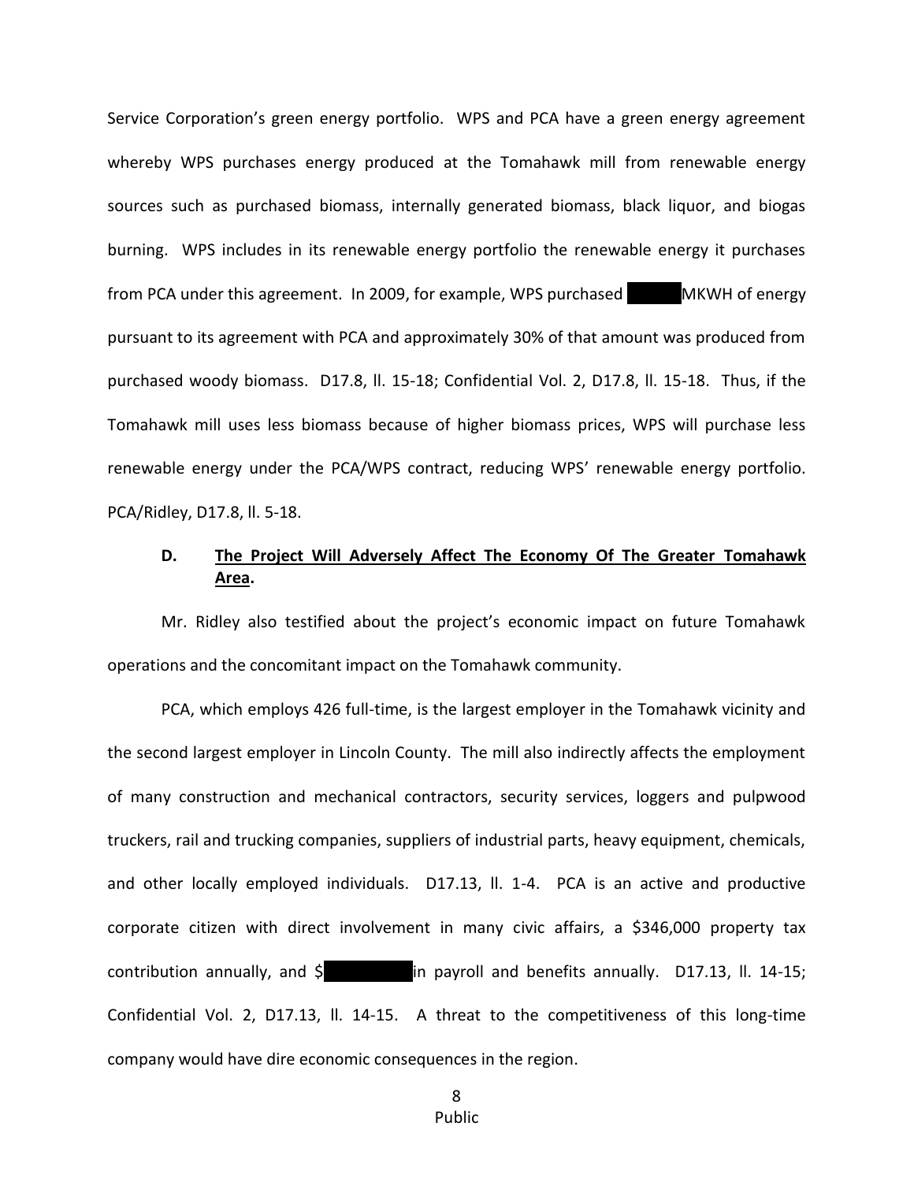Service Corporation's green energy portfolio. WPS and PCA have a green energy agreement whereby WPS purchases energy produced at the Tomahawk mill from renewable energy sources such as purchased biomass, internally generated biomass, black liquor, and biogas burning. WPS includes in its renewable energy portfolio the renewable energy it purchases from PCA under this agreement. In 2009, for example, WPS purchased [REDACTED] MKWH of energy pursuant to its agreement with PCA and approximately 30% of that amount was produced from purchased woody biomass. D17.8, ll. 15-18; Confidential Vol. 2, D17.8, ll. 15-18. Thus, if the Tomahawk mill uses less biomass because of higher biomass prices, WPS will purchase less renewable energy under the PCA/WPS contract, reducing WPS' renewable energy portfolio. PCA/Ridley, D17.8, ll. 5-18.

### D. <u>The Project Will Adversely Affect The Economy Of The Greater Tomahawk Area</u>.

Mr. Ridley also testified about the project's economic impact on future Tomahawk operations and the concomitant impact on the Tomahawk community.

PCA, which employs 426 full-time, is the largest employer in the Tomahawk vicinity and the second largest employer in Lincoln County. The mill also indirectly affects the employment of many construction and mechanical contractors, security services, loggers and pulpwood truckers, rail and trucking companies, suppliers of industrial parts, heavy equipment, chemicals, and other locally employed individuals. D17.13, ll. 1-4. PCA is an active and productive corporate citizen with direct involvement in many civic affairs, a $346,000 property tax contribution annually, and $[REDACTED] in payroll and benefits annually. D17.13, ll. 14-15; Confidential Vol. 2, D17.13, ll. 14-15. A threat to the competitiveness of this long-time company would have dire economic consequences in the region.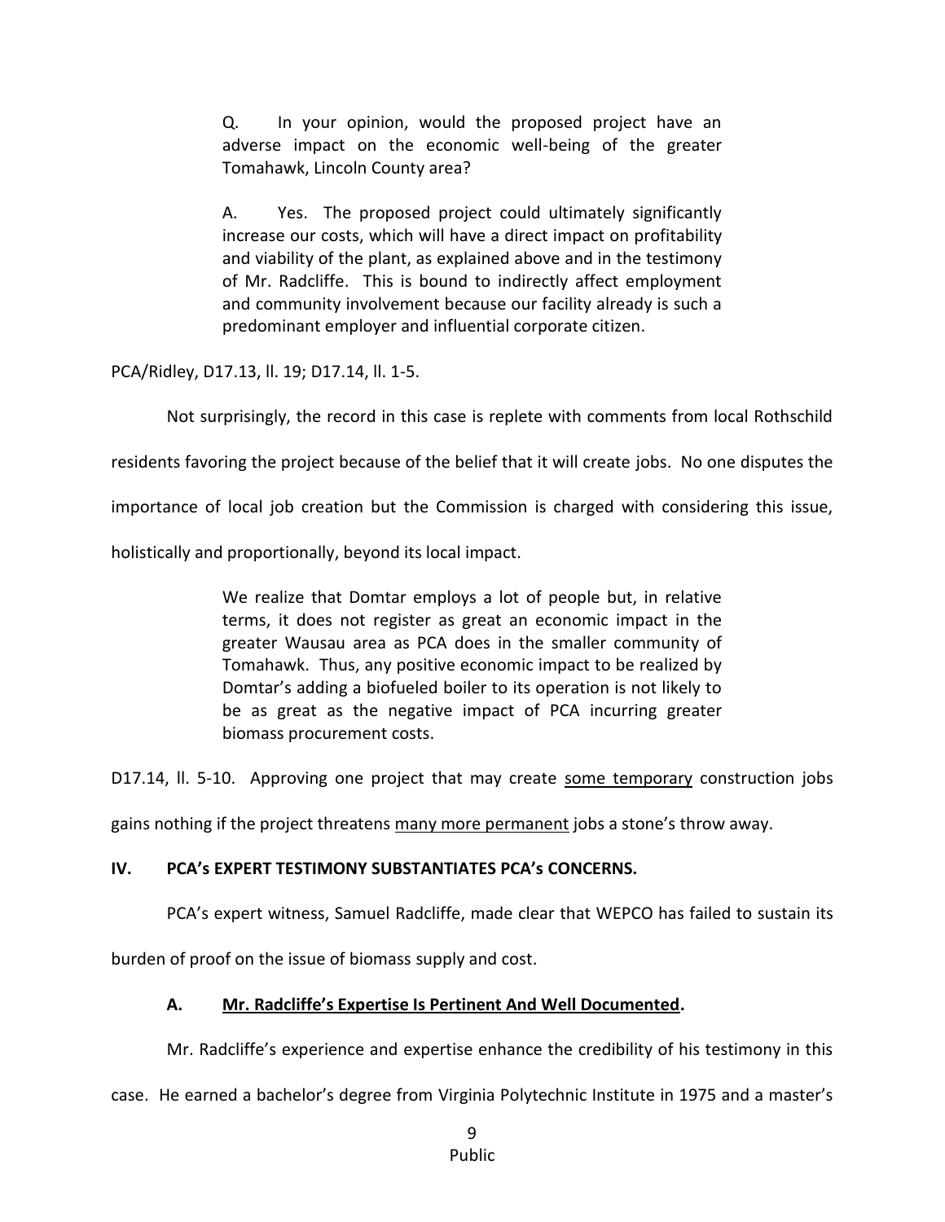> Q. In your opinion, would the proposed project have an adverse impact on the economic well-being of the greater Tomahawk, Lincoln County area?
>
> A. Yes. The proposed project could ultimately significantly increase our costs, which will have a direct impact on profitability and viability of the plant, as explained above and in the testimony of Mr. Radcliffe. This is bound to indirectly affect employment and community involvement because our facility already is such a predominant employer and influential corporate citizen.

PCA/Ridley, D17.13, ll. 19; D17.14, ll. 1-5.

Not surprisingly, the record in this case is replete with comments from local Rothschild residents favoring the project because of the belief that it will create jobs. No one disputes the importance of local job creation but the Commission is charged with considering this issue, holistically and proportionally, beyond its local impact.

> We realize that Domtar employs a lot of people but, in relative terms, it does not register as great an economic impact in the greater Wausau area as PCA does in the smaller community of Tomahawk. Thus, any positive economic impact to be realized by Domtar's adding a biofueled boiler to its operation is not likely to be as great as the negative impact of PCA incurring greater biomass procurement costs.

D17.14, ll. 5-10. Approving one project that may create <u>some temporary</u> construction jobs gains nothing if the project threatens <u>many more permanent</u> jobs a stone's throw away.

## IV. PCA's EXPERT TESTIMONY SUBSTANTIATES PCA's CONCERNS.

PCA's expert witness, Samuel Radcliffe, made clear that WEPCO has failed to sustain its burden of proof on the issue of biomass supply and cost.

### A. <u>Mr. Radcliffe's Expertise Is Pertinent And Well Documented</u>.

Mr. Radcliffe's experience and expertise enhance the credibility of his testimony in this case. He earned a bachelor's degree from Virginia Polytechnic Institute in 1975 and a master's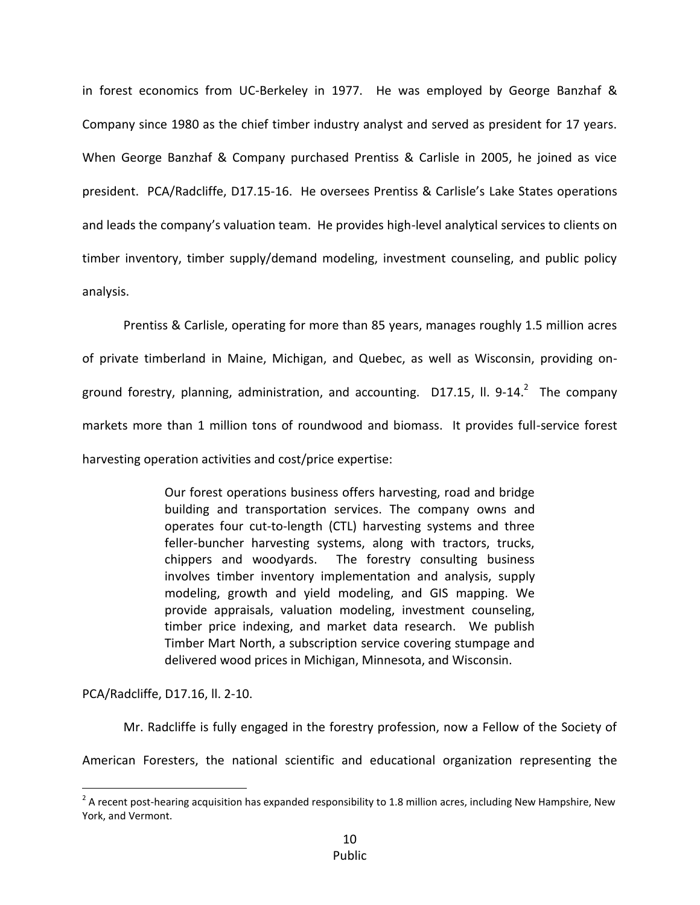in forest economics from UC-Berkeley in 1977. He was employed by George Banzhaf & Company since 1980 as the chief timber industry analyst and served as president for 17 years. When George Banzhaf & Company purchased Prentiss & Carlisle in 2005, he joined as vice president. PCA/Radcliffe, D17.15-16. He oversees Prentiss & Carlisle's Lake States operations and leads the company's valuation team. He provides high-level analytical services to clients on timber inventory, timber supply/demand modeling, investment counseling, and public policy analysis.

Prentiss & Carlisle, operating for more than 85 years, manages roughly 1.5 million acres of private timberland in Maine, Michigan, and Quebec, as well as Wisconsin, providing on-ground forestry, planning, administration, and accounting. D17.15, ll. 9-14.[2] The company markets more than 1 million tons of roundwood and biomass. It provides full-service forest harvesting operation activities and cost/price expertise:

> Our forest operations business offers harvesting, road and bridge building and transportation services. The company owns and operates four cut-to-length (CTL) harvesting systems and three feller-buncher harvesting systems, along with tractors, trucks, chippers and woodyards. The forestry consulting business involves timber inventory implementation and analysis, supply modeling, growth and yield modeling, and GIS mapping. We provide appraisals, valuation modeling, investment counseling, timber price indexing, and market data research. We publish Timber Mart North, a subscription service covering stumpage and delivered wood prices in Michigan, Minnesota, and Wisconsin.

PCA/Radcliffe, D17.16, ll. 2-10.

Mr. Radcliffe is fully engaged in the forestry profession, now a Fellow of the Society of American Foresters, the national scientific and educational organization representing the

[2] A recent post-hearing acquisition has expanded responsibility to 1.8 million acres, including New Hampshire, New York, and Vermont.

Public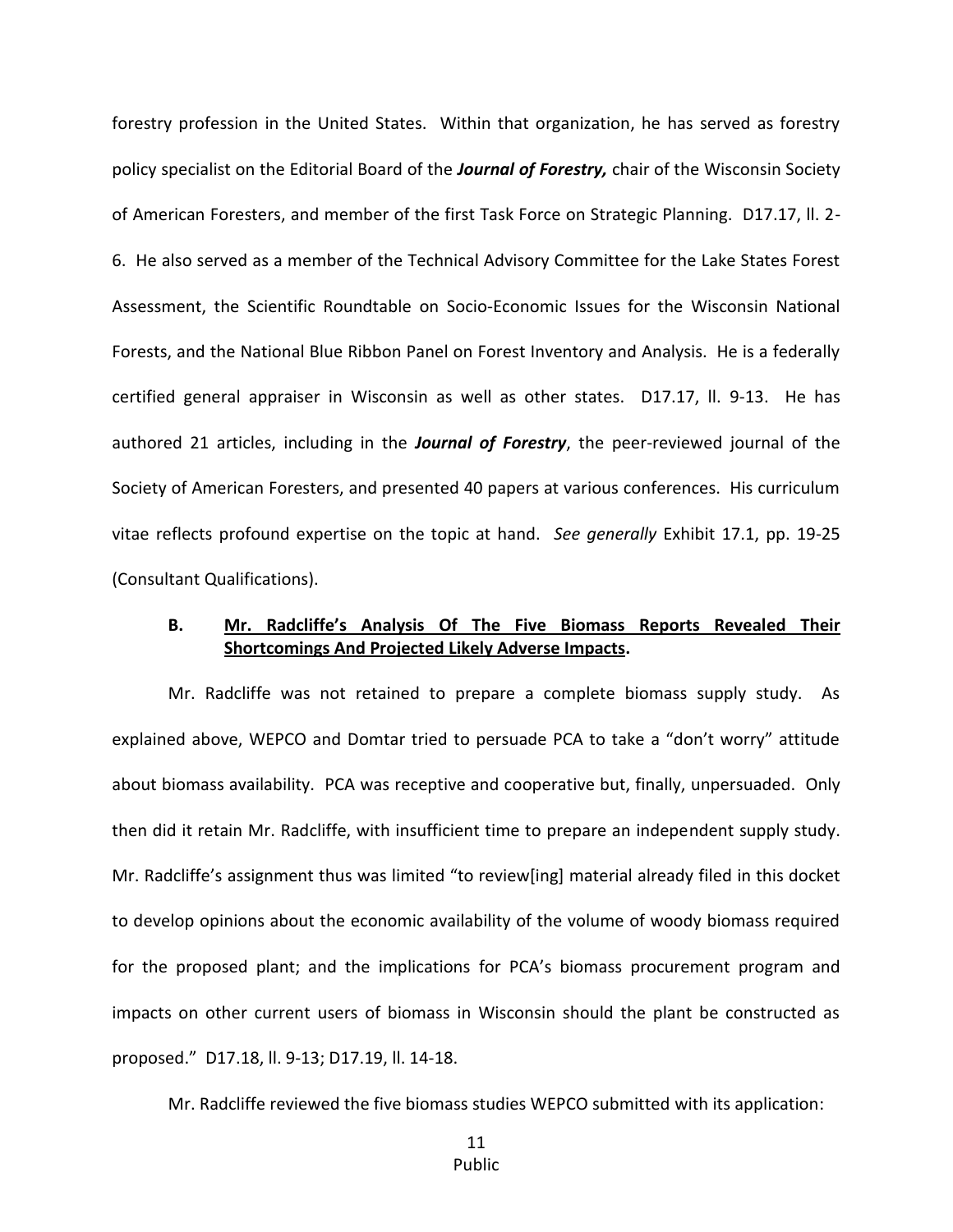forestry profession in the United States. Within that organization, he has served as forestry policy specialist on the Editorial Board of the ***Journal of Forestry,*** chair of the Wisconsin Society of American Foresters, and member of the first Task Force on Strategic Planning. D17.17, ll. 2-6. He also served as a member of the Technical Advisory Committee for the Lake States Forest Assessment, the Scientific Roundtable on Socio-Economic Issues for the Wisconsin National Forests, and the National Blue Ribbon Panel on Forest Inventory and Analysis. He is a federally certified general appraiser in Wisconsin as well as other states. D17.17, ll. 9-13. He has authored 21 articles, including in the ***Journal of Forestry***, the peer-reviewed journal of the Society of American Foresters, and presented 40 papers at various conferences. His curriculum vitae reflects profound expertise on the topic at hand. *See generally* Exhibit 17.1, pp. 19-25 (Consultant Qualifications).

### B. Mr. Radcliffe's Analysis Of The Five Biomass Reports Revealed Their Shortcomings And Projected Likely Adverse Impacts.

Mr. Radcliffe was not retained to prepare a complete biomass supply study. As explained above, WEPCO and Domtar tried to persuade PCA to take a "don't worry" attitude about biomass availability. PCA was receptive and cooperative but, finally, unpersuaded. Only then did it retain Mr. Radcliffe, with insufficient time to prepare an independent supply study. Mr. Radcliffe's assignment thus was limited "to review[ing] material already filed in this docket to develop opinions about the economic availability of the volume of woody biomass required for the proposed plant; and the implications for PCA's biomass procurement program and impacts on other current users of biomass in Wisconsin should the plant be constructed as proposed." D17.18, ll. 9-13; D17.19, ll. 14-18.

Mr. Radcliffe reviewed the five biomass studies WEPCO submitted with its application: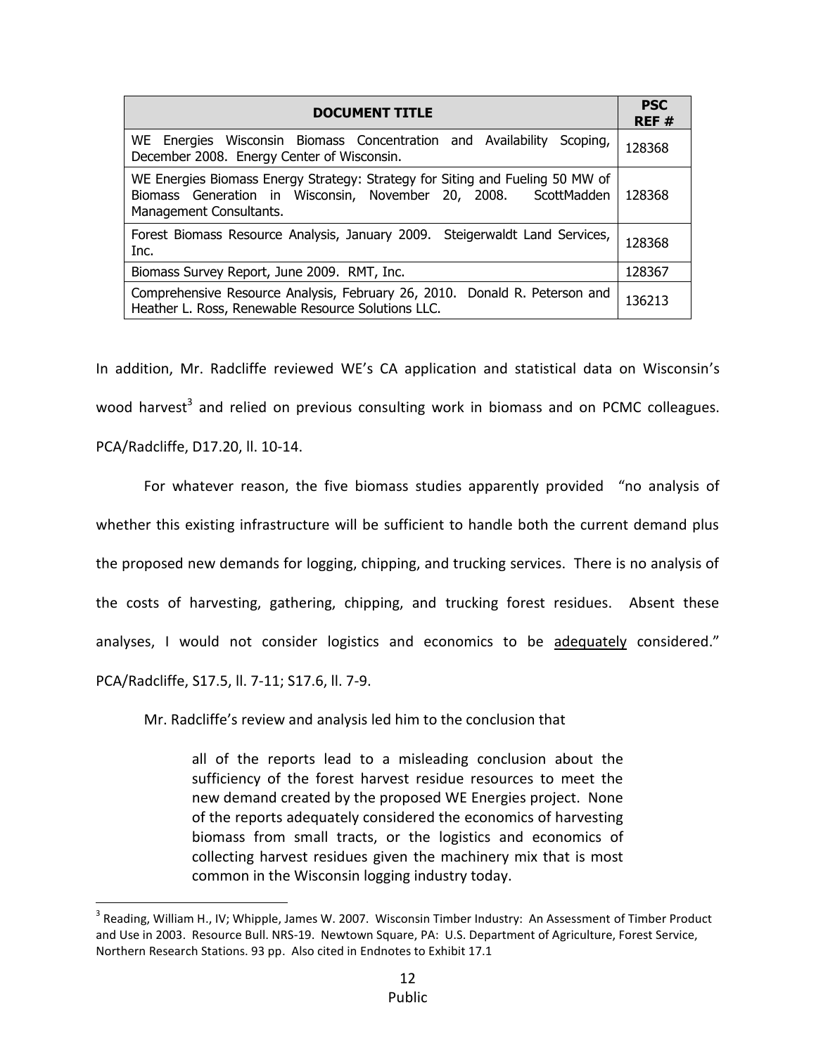| DOCUMENT TITLE | PSC REF # |
|---|---|
| WE Energies Wisconsin Biomass Concentration and Availability Scoping, December 2008. Energy Center of Wisconsin. | 128368 |
| WE Energies Biomass Energy Strategy: Strategy for Siting and Fueling 50 MW of Biomass Generation in Wisconsin, November 20, 2008. ScottMadden Management Consultants. | 128368 |
| Forest Biomass Resource Analysis, January 2009. Steigerwaldt Land Services, Inc. | 128368 |
| Biomass Survey Report, June 2009. RMT, Inc. | 128367 |
| Comprehensive Resource Analysis, February 26, 2010. Donald R. Peterson and Heather L. Ross, Renewable Resource Solutions LLC. | 136213 |

In addition, Mr. Radcliffe reviewed WE's CA application and statistical data on Wisconsin's wood harvest[3] and relied on previous consulting work in biomass and on PCMC colleagues. PCA/Radcliffe, D17.20, ll. 10-14.

For whatever reason, the five biomass studies apparently provided "no analysis of whether this existing infrastructure will be sufficient to handle both the current demand plus the proposed new demands for logging, chipping, and trucking services. There is no analysis of the costs of harvesting, gathering, chipping, and trucking forest residues. Absent these analyses, I would not consider logistics and economics to be <u>adequately</u> considered." PCA/Radcliffe, S17.5, ll. 7-11; S17.6, ll. 7-9.

Mr. Radcliffe's review and analysis led him to the conclusion that

> all of the reports lead to a misleading conclusion about the sufficiency of the forest harvest residue resources to meet the new demand created by the proposed WE Energies project. None of the reports adequately considered the economics of harvesting biomass from small tracts, or the logistics and economics of collecting harvest residues given the machinery mix that is most common in the Wisconsin logging industry today.

[3] Reading, William H., IV; Whipple, James W. 2007. Wisconsin Timber Industry: An Assessment of Timber Product and Use in 2003. Resource Bull. NRS-19. Newtown Square, PA: U.S. Department of Agriculture, Forest Service, Northern Research Stations. 93 pp. Also cited in Endnotes to Exhibit 17.1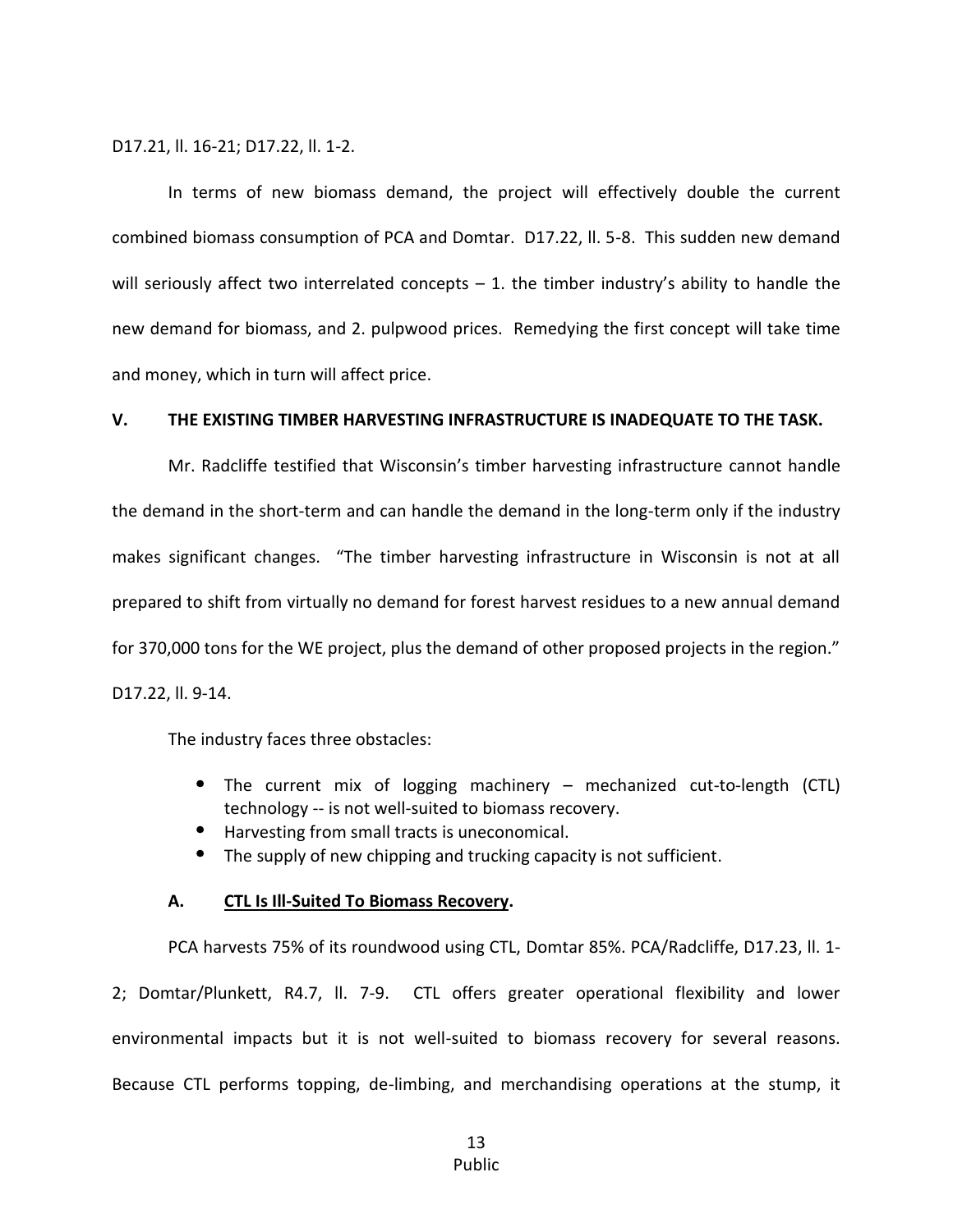D17.21, ll. 16-21; D17.22, ll. 1-2.

In terms of new biomass demand, the project will effectively double the current combined biomass consumption of PCA and Domtar. D17.22, ll. 5-8. This sudden new demand will seriously affect two interrelated concepts – 1. the timber industry's ability to handle the new demand for biomass, and 2. pulpwood prices. Remedying the first concept will take time and money, which in turn will affect price.

## V. THE EXISTING TIMBER HARVESTING INFRASTRUCTURE IS INADEQUATE TO THE TASK.

Mr. Radcliffe testified that Wisconsin's timber harvesting infrastructure cannot handle the demand in the short-term and can handle the demand in the long-term only if the industry makes significant changes. "The timber harvesting infrastructure in Wisconsin is not at all prepared to shift from virtually no demand for forest harvest residues to a new annual demand for 370,000 tons for the WE project, plus the demand of other proposed projects in the region." D17.22, ll. 9-14.

The industry faces three obstacles:

- The current mix of logging machinery – mechanized cut-to-length (CTL) technology -- is not well-suited to biomass recovery.
- Harvesting from small tracts is uneconomical.
- The supply of new chipping and trucking capacity is not sufficient.

### A. <u>CTL Is Ill-Suited To Biomass Recovery</u>.

PCA harvests 75% of its roundwood using CTL, Domtar 85%. PCA/Radcliffe, D17.23, ll. 1-2; Domtar/Plunkett, R4.7, ll. 7-9. CTL offers greater operational flexibility and lower environmental impacts but it is not well-suited to biomass recovery for several reasons. Because CTL performs topping, de-limbing, and merchandising operations at the stump, it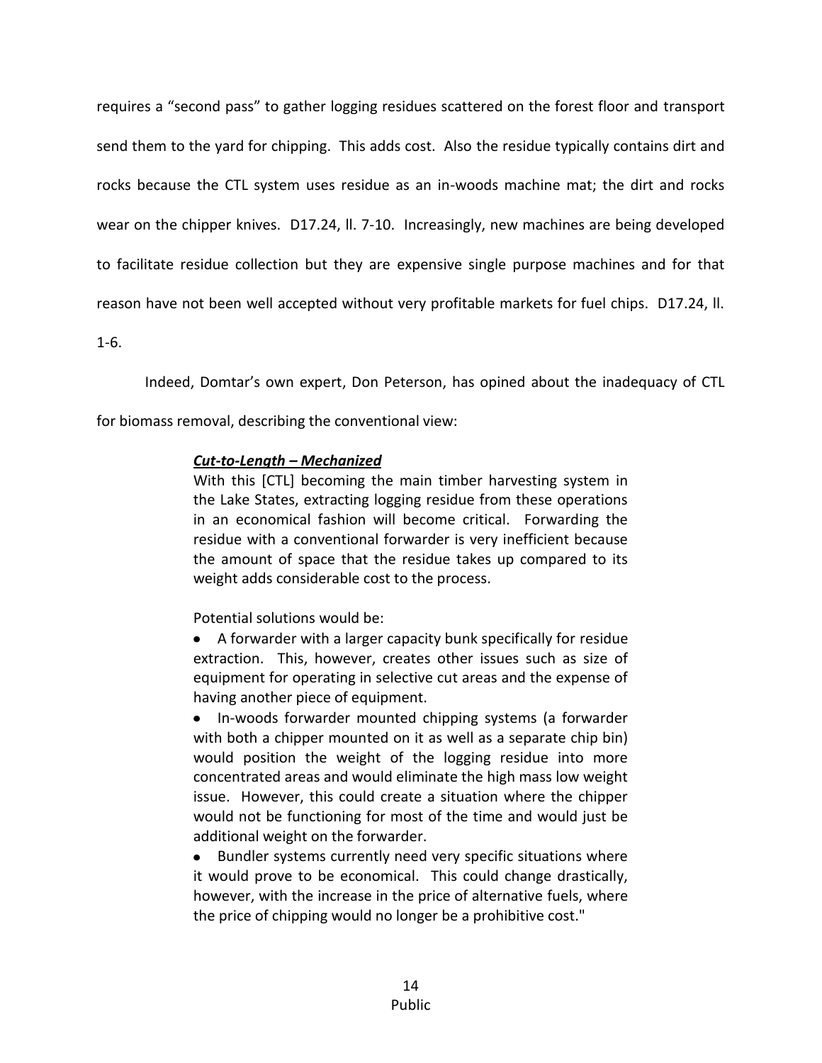requires a "second pass" to gather logging residues scattered on the forest floor and transport send them to the yard for chipping. This adds cost. Also the residue typically contains dirt and rocks because the CTL system uses residue as an in-woods machine mat; the dirt and rocks wear on the chipper knives. D17.24, ll. 7-10. Increasingly, new machines are being developed to facilitate residue collection but they are expensive single purpose machines and for that reason have not been well accepted without very profitable markets for fuel chips. D17.24, ll. 1-6.

Indeed, Domtar's own expert, Don Peterson, has opined about the inadequacy of CTL for biomass removal, describing the conventional view:

> ***Cut-to-Length – Mechanized***
> With this [CTL] becoming the main timber harvesting system in the Lake States, extracting logging residue from these operations in an economical fashion will become critical. Forwarding the residue with a conventional forwarder is very inefficient because the amount of space that the residue takes up compared to its weight adds considerable cost to the process.
>
> Potential solutions would be:
>
> - A forwarder with a larger capacity bunk specifically for residue extraction. This, however, creates other issues such as size of equipment for operating in selective cut areas and the expense of having another piece of equipment.
> - In-woods forwarder mounted chipping systems (a forwarder with both a chipper mounted on it as well as a separate chip bin) would position the weight of the logging residue into more concentrated areas and would eliminate the high mass low weight issue. However, this could create a situation where the chipper would not be functioning for most of the time and would just be additional weight on the forwarder.
> - Bundler systems currently need very specific situations where it would prove to be economical. This could change drastically, however, with the increase in the price of alternative fuels, where the price of chipping would no longer be a prohibitive cost."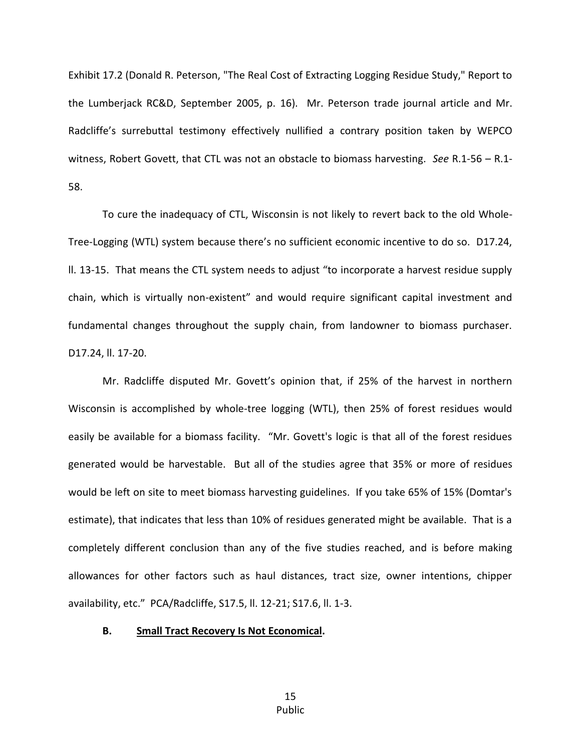Exhibit 17.2 (Donald R. Peterson, "The Real Cost of Extracting Logging Residue Study," Report to the Lumberjack RC&D, September 2005, p. 16). Mr. Peterson trade journal article and Mr. Radcliffe's surrebuttal testimony effectively nullified a contrary position taken by WEPCO witness, Robert Govett, that CTL was not an obstacle to biomass harvesting. *See* R.1-56 – R.1-58.

To cure the inadequacy of CTL, Wisconsin is not likely to revert back to the old Whole-Tree-Logging (WTL) system because there's no sufficient economic incentive to do so. D17.24, ll. 13-15. That means the CTL system needs to adjust "to incorporate a harvest residue supply chain, which is virtually non-existent" and would require significant capital investment and fundamental changes throughout the supply chain, from landowner to biomass purchaser. D17.24, ll. 17-20.

Mr. Radcliffe disputed Mr. Govett's opinion that, if 25% of the harvest in northern Wisconsin is accomplished by whole-tree logging (WTL), then 25% of forest residues would easily be available for a biomass facility. "Mr. Govett's logic is that all of the forest residues generated would be harvestable. But all of the studies agree that 35% or more of residues would be left on site to meet biomass harvesting guidelines. If you take 65% of 15% (Domtar's estimate), that indicates that less than 10% of residues generated might be available. That is a completely different conclusion than any of the five studies reached, and is before making allowances for other factors such as haul distances, tract size, owner intentions, chipper availability, etc." PCA/Radcliffe, S17.5, ll. 12-21; S17.6, ll. 1-3.

**B. <u>Small Tract Recovery Is Not Economical</u>.**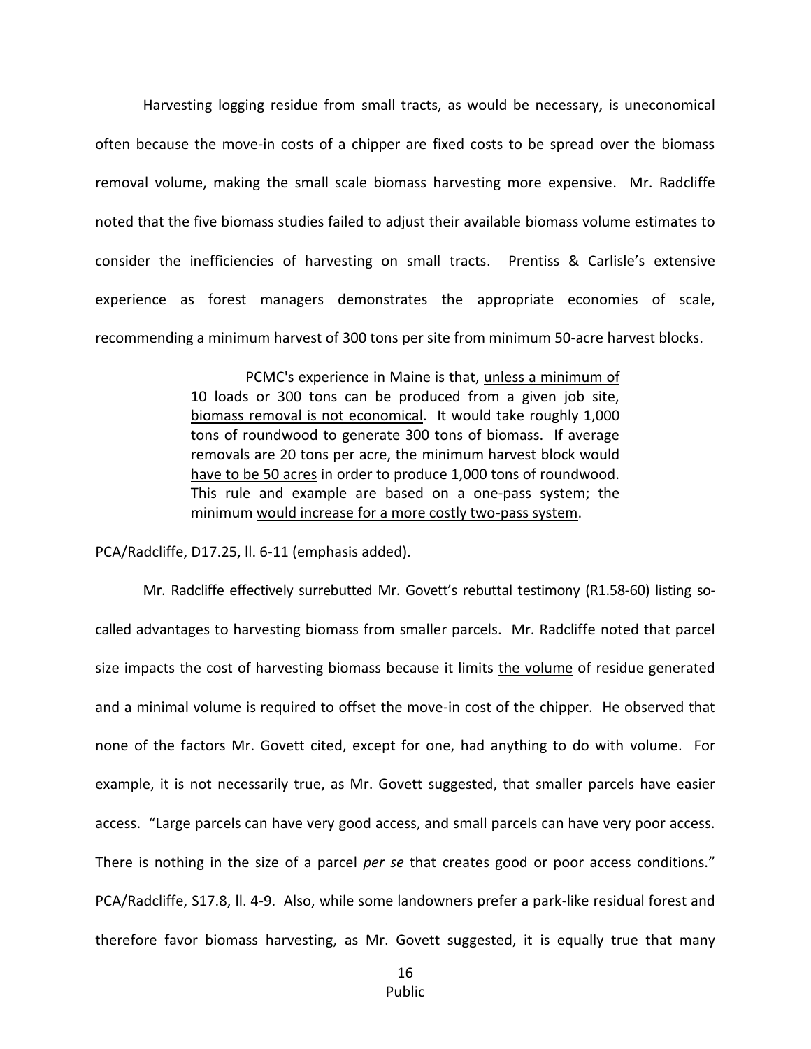Harvesting logging residue from small tracts, as would be necessary, is uneconomical often because the move-in costs of a chipper are fixed costs to be spread over the biomass removal volume, making the small scale biomass harvesting more expensive. Mr. Radcliffe noted that the five biomass studies failed to adjust their available biomass volume estimates to consider the inefficiencies of harvesting on small tracts. Prentiss & Carlisle's extensive experience as forest managers demonstrates the appropriate economies of scale, recommending a minimum harvest of 300 tons per site from minimum 50-acre harvest blocks.

> PCMC's experience in Maine is that, <u>unless a minimum of 10 loads or 300 tons can be produced from a given job site, biomass removal is not economical</u>. It would take roughly 1,000 tons of roundwood to generate 300 tons of biomass. If average removals are 20 tons per acre, the <u>minimum harvest block would have to be 50 acres</u> in order to produce 1,000 tons of roundwood. This rule and example are based on a one-pass system; the minimum <u>would increase for a more costly two-pass system</u>.

PCA/Radcliffe, D17.25, ll. 6-11 (emphasis added).

Mr. Radcliffe effectively surrebutted Mr. Govett's rebuttal testimony (R1.58-60) listing so-called advantages to harvesting biomass from smaller parcels. Mr. Radcliffe noted that parcel size impacts the cost of harvesting biomass because it limits <u>the volume</u> of residue generated and a minimal volume is required to offset the move-in cost of the chipper. He observed that none of the factors Mr. Govett cited, except for one, had anything to do with volume. For example, it is not necessarily true, as Mr. Govett suggested, that smaller parcels have easier access. "Large parcels can have very good access, and small parcels can have very poor access. There is nothing in the size of a parcel *per se* that creates good or poor access conditions." PCA/Radcliffe, S17.8, ll. 4-9. Also, while some landowners prefer a park-like residual forest and therefore favor biomass harvesting, as Mr. Govett suggested, it is equally true that many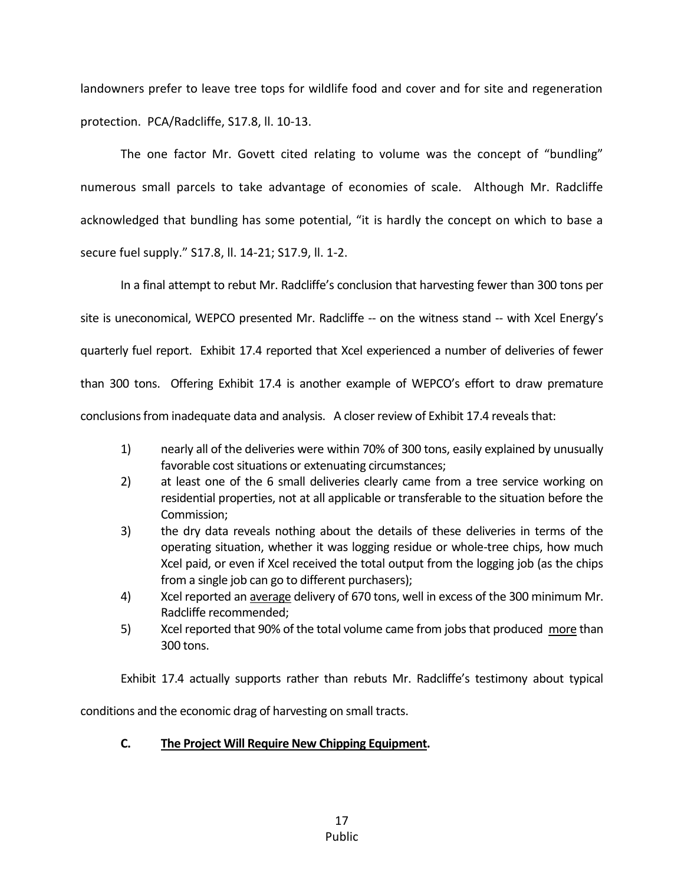landowners prefer to leave tree tops for wildlife food and cover and for site and regeneration protection. PCA/Radcliffe, S17.8, ll. 10-13.

The one factor Mr. Govett cited relating to volume was the concept of "bundling" numerous small parcels to take advantage of economies of scale. Although Mr. Radcliffe acknowledged that bundling has some potential, "it is hardly the concept on which to base a secure fuel supply." S17.8, ll. 14-21; S17.9, ll. 1-2.

In a final attempt to rebut Mr. Radcliffe's conclusion that harvesting fewer than 300 tons per site is uneconomical, WEPCO presented Mr. Radcliffe -- on the witness stand -- with Xcel Energy's quarterly fuel report. Exhibit 17.4 reported that Xcel experienced a number of deliveries of fewer than 300 tons. Offering Exhibit 17.4 is another example of WEPCO's effort to draw premature conclusions from inadequate data and analysis. A closer review of Exhibit 17.4 reveals that:

1) nearly all of the deliveries were within 70% of 300 tons, easily explained by unusually favorable cost situations or extenuating circumstances;
2) at least one of the 6 small deliveries clearly came from a tree service working on residential properties, not at all applicable or transferable to the situation before the Commission;
3) the dry data reveals nothing about the details of these deliveries in terms of the operating situation, whether it was logging residue or whole-tree chips, how much Xcel paid, or even if Xcel received the total output from the logging job (as the chips from a single job can go to different purchasers);
4) Xcel reported an <u>average</u> delivery of 670 tons, well in excess of the 300 minimum Mr. Radcliffe recommended;
5) Xcel reported that 90% of the total volume came from jobs that produced <u>more</u> than 300 tons.

Exhibit 17.4 actually supports rather than rebuts Mr. Radcliffe's testimony about typical conditions and the economic drag of harvesting on small tracts.

### C. <u>The Project Will Require New Chipping Equipment</u>.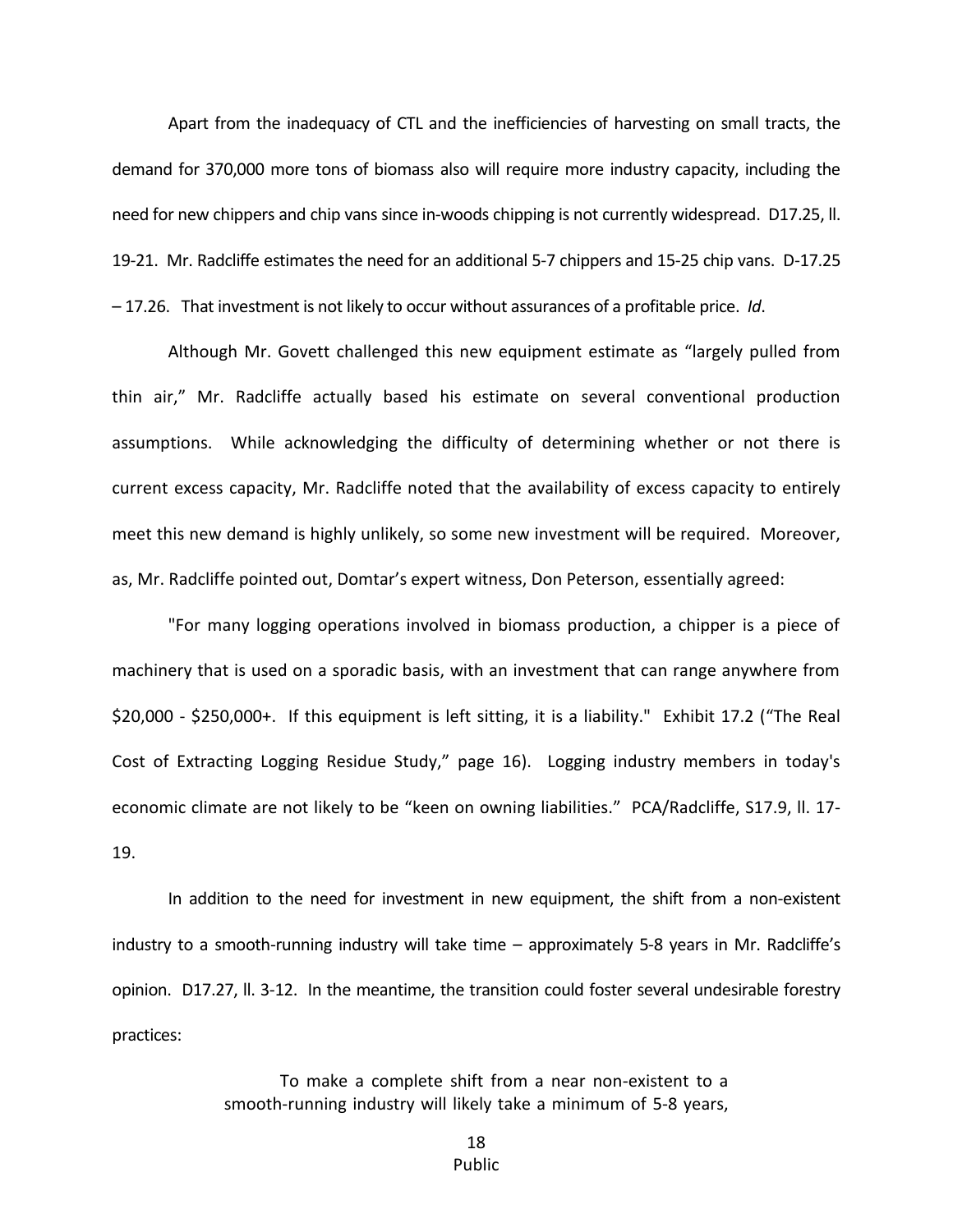Apart from the inadequacy of CTL and the inefficiencies of harvesting on small tracts, the demand for 370,000 more tons of biomass also will require more industry capacity, including the need for new chippers and chip vans since in-woods chipping is not currently widespread. D17.25, ll. 19-21. Mr. Radcliffe estimates the need for an additional 5-7 chippers and 15-25 chip vans. D-17.25 – 17.26. That investment is not likely to occur without assurances of a profitable price. *Id*.

Although Mr. Govett challenged this new equipment estimate as "largely pulled from thin air," Mr. Radcliffe actually based his estimate on several conventional production assumptions. While acknowledging the difficulty of determining whether or not there is current excess capacity, Mr. Radcliffe noted that the availability of excess capacity to entirely meet this new demand is highly unlikely, so some new investment will be required. Moreover, as, Mr. Radcliffe pointed out, Domtar's expert witness, Don Peterson, essentially agreed:

"For many logging operations involved in biomass production, a chipper is a piece of machinery that is used on a sporadic basis, with an investment that can range anywhere from \$20,000 - \$250,000+. If this equipment is left sitting, it is a liability." Exhibit 17.2 ("The Real Cost of Extracting Logging Residue Study," page 16). Logging industry members in today's economic climate are not likely to be "keen on owning liabilities." PCA/Radcliffe, S17.9, ll. 17-19.

In addition to the need for investment in new equipment, the shift from a non-existent industry to a smooth-running industry will take time – approximately 5-8 years in Mr. Radcliffe's opinion. D17.27, ll. 3-12. In the meantime, the transition could foster several undesirable forestry practices:

> To make a complete shift from a near non-existent to a smooth-running industry will likely take a minimum of 5-8 years,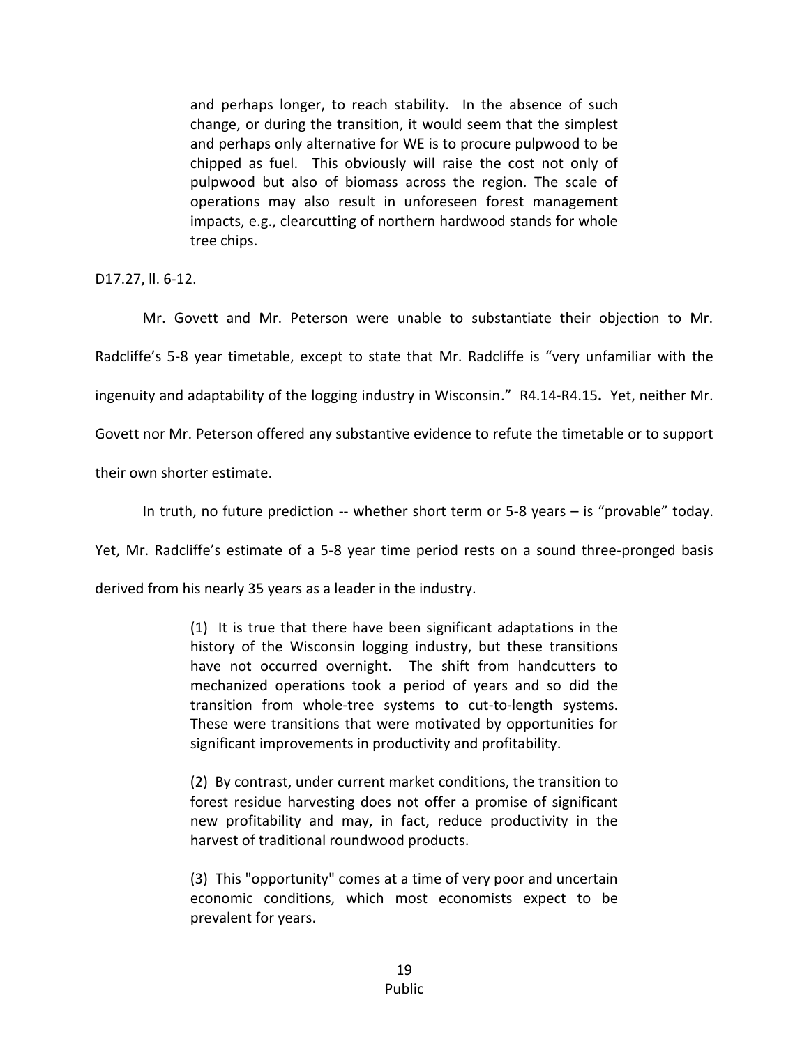> and perhaps longer, to reach stability. In the absence of such change, or during the transition, it would seem that the simplest and perhaps only alternative for WE is to procure pulpwood to be chipped as fuel. This obviously will raise the cost not only of pulpwood but also of biomass across the region. The scale of operations may also result in unforeseen forest management impacts, e.g., clearcutting of northern hardwood stands for whole tree chips.

D17.27, ll. 6-12.

Mr. Govett and Mr. Peterson were unable to substantiate their objection to Mr. Radcliffe's 5-8 year timetable, except to state that Mr. Radcliffe is "very unfamiliar with the ingenuity and adaptability of the logging industry in Wisconsin." R4.14-R4.15**.** Yet, neither Mr. Govett nor Mr. Peterson offered any substantive evidence to refute the timetable or to support their own shorter estimate.

In truth, no future prediction -- whether short term or 5-8 years – is "provable" today. Yet, Mr. Radcliffe's estimate of a 5-8 year time period rests on a sound three-pronged basis derived from his nearly 35 years as a leader in the industry.

> (1) It is true that there have been significant adaptations in the history of the Wisconsin logging industry, but these transitions have not occurred overnight. The shift from handcutters to mechanized operations took a period of years and so did the transition from whole-tree systems to cut-to-length systems. These were transitions that were motivated by opportunities for significant improvements in productivity and profitability.
>
> (2) By contrast, under current market conditions, the transition to forest residue harvesting does not offer a promise of significant new profitability and may, in fact, reduce productivity in the harvest of traditional roundwood products.
>
> (3) This "opportunity" comes at a time of very poor and uncertain economic conditions, which most economists expect to be prevalent for years.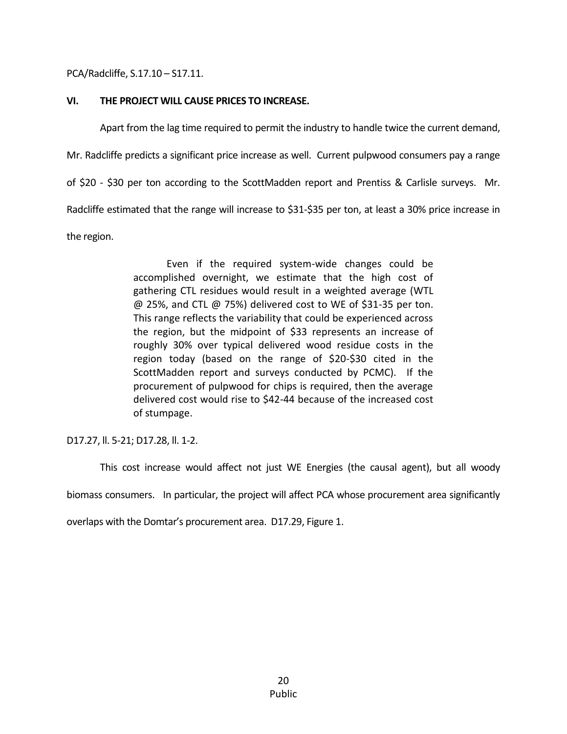PCA/Radcliffe, S.17.10 – S17.11.

## VI. THE PROJECT WILL CAUSE PRICES TO INCREASE.

Apart from the lag time required to permit the industry to handle twice the current demand, Mr. Radcliffe predicts a significant price increase as well. Current pulpwood consumers pay a range of $20 - $30 per ton according to the ScottMadden report and Prentiss & Carlisle surveys. Mr. Radcliffe estimated that the range will increase to $31-$35 per ton, at least a 30% price increase in the region.

> Even if the required system-wide changes could be accomplished overnight, we estimate that the high cost of gathering CTL residues would result in a weighted average (WTL @ 25%, and CTL @ 75%) delivered cost to WE of $31-35 per ton. This range reflects the variability that could be experienced across the region, but the midpoint of $33 represents an increase of roughly 30% over typical delivered wood residue costs in the region today (based on the range of $20-$30 cited in the ScottMadden report and surveys conducted by PCMC). If the procurement of pulpwood for chips is required, then the average delivered cost would rise to $42-44 because of the increased cost of stumpage.

D17.27, ll. 5-21; D17.28, ll. 1-2.

This cost increase would affect not just WE Energies (the causal agent), but all woody biomass consumers. In particular, the project will affect PCA whose procurement area significantly overlaps with the Domtar's procurement area. D17.29, Figure 1.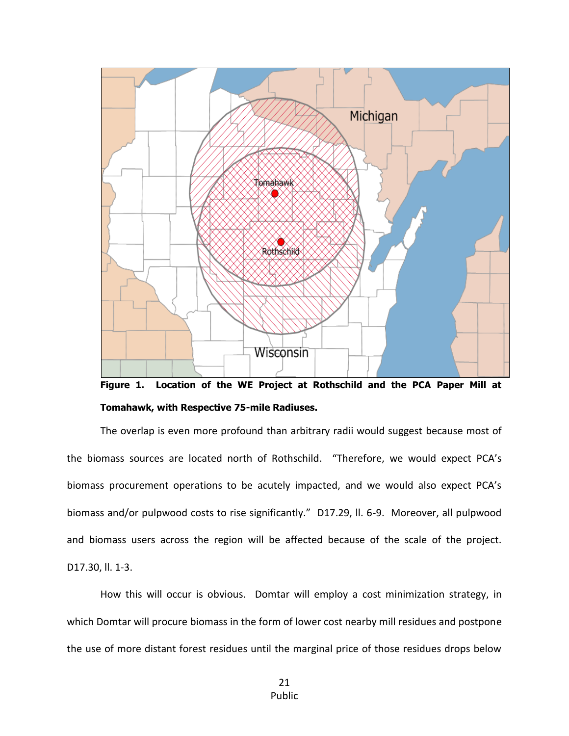**Figure 1. Location of the WE Project at Rothschild and the PCA Paper Mill at Tomahawk, with Respective 75-mile Radiuses.**

The overlap is even more profound than arbitrary radii would suggest because most of the biomass sources are located north of Rothschild. "Therefore, we would expect PCA's biomass procurement operations to be acutely impacted, and we would also expect PCA's biomass and/or pulpwood costs to rise significantly." D17.29, ll. 6-9. Moreover, all pulpwood and biomass users across the region will be affected because of the scale of the project. D17.30, ll. 1-3.

How this will occur is obvious. Domtar will employ a cost minimization strategy, in which Domtar will procure biomass in the form of lower cost nearby mill residues and postpone the use of more distant forest residues until the marginal price of those residues drops below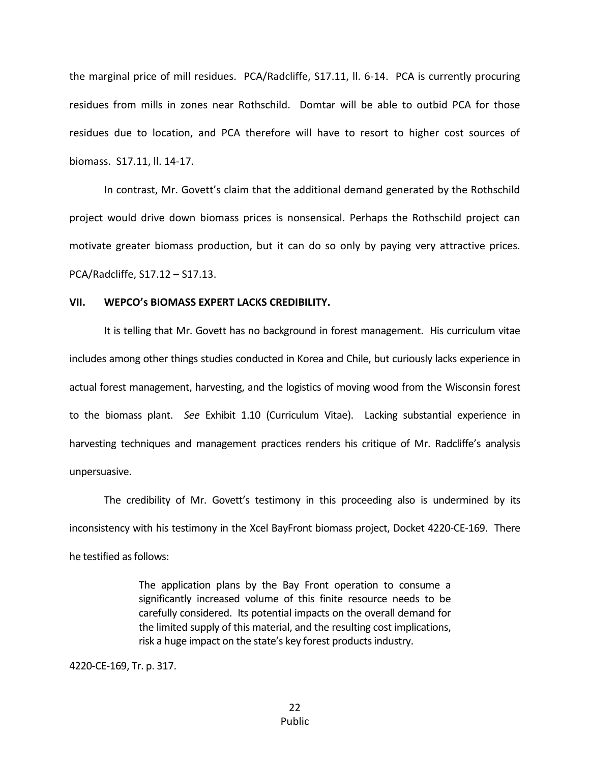the marginal price of mill residues. PCA/Radcliffe, S17.11, ll. 6-14. PCA is currently procuring residues from mills in zones near Rothschild. Domtar will be able to outbid PCA for those residues due to location, and PCA therefore will have to resort to higher cost sources of biomass. S17.11, ll. 14-17.

In contrast, Mr. Govett's claim that the additional demand generated by the Rothschild project would drive down biomass prices is nonsensical. Perhaps the Rothschild project can motivate greater biomass production, but it can do so only by paying very attractive prices. PCA/Radcliffe, S17.12 – S17.13.

## VII. WEPCO's BIOMASS EXPERT LACKS CREDIBILITY.

It is telling that Mr. Govett has no background in forest management. His curriculum vitae includes among other things studies conducted in Korea and Chile, but curiously lacks experience in actual forest management, harvesting, and the logistics of moving wood from the Wisconsin forest to the biomass plant. *See* Exhibit 1.10 (Curriculum Vitae). Lacking substantial experience in harvesting techniques and management practices renders his critique of Mr. Radcliffe's analysis unpersuasive.

The credibility of Mr. Govett's testimony in this proceeding also is undermined by its inconsistency with his testimony in the Xcel BayFront biomass project, Docket 4220-CE-169. There he testified as follows:

> The application plans by the Bay Front operation to consume a significantly increased volume of this finite resource needs to be carefully considered. Its potential impacts on the overall demand for the limited supply of this material, and the resulting cost implications, risk a huge impact on the state's key forest products industry.

4220-CE-169, Tr. p. 317.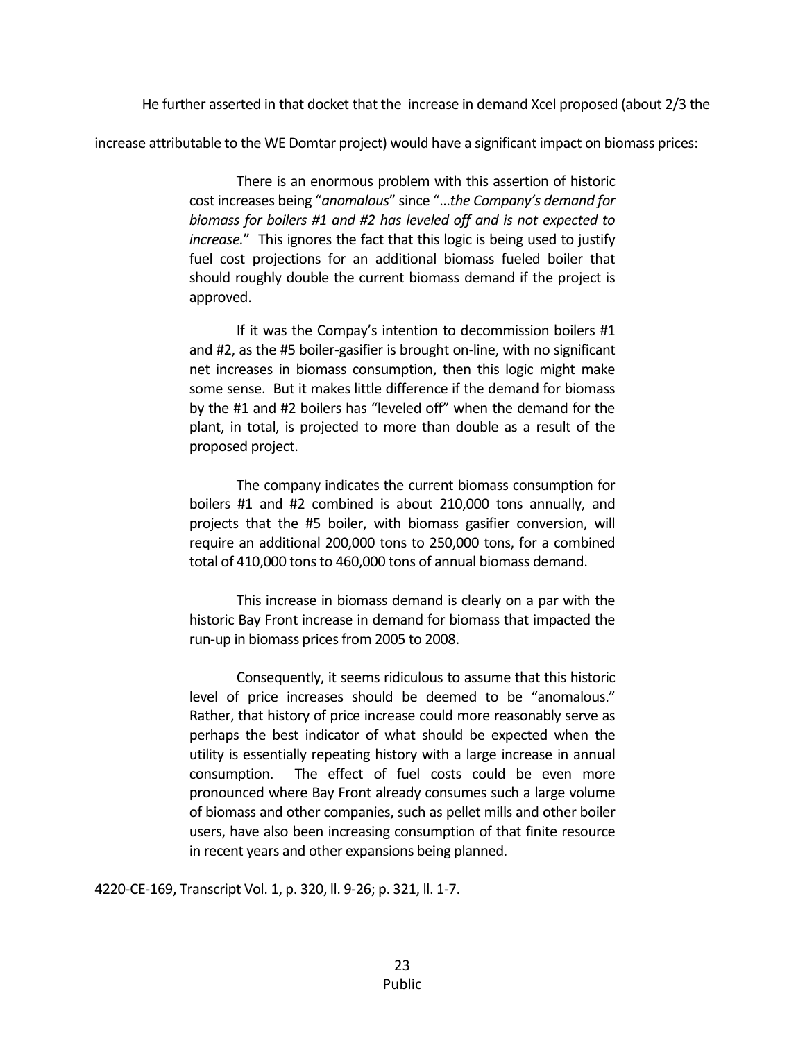He further asserted in that docket that the increase in demand Xcel proposed (about 2/3 the increase attributable to the WE Domtar project) would have a significant impact on biomass prices:

> There is an enormous problem with this assertion of historic cost increases being "*anomalous*" since "*...the Company's demand for biomass for boilers #1 and #2 has leveled off and is not expected to increase.*" This ignores the fact that this logic is being used to justify fuel cost projections for an additional biomass fueled boiler that should roughly double the current biomass demand if the project is approved.
>
> If it was the Compay's intention to decommission boilers #1 and #2, as the #5 boiler-gasifier is brought on-line, with no significant net increases in biomass consumption, then this logic might make some sense. But it makes little difference if the demand for biomass by the #1 and #2 boilers has "leveled off" when the demand for the plant, in total, is projected to more than double as a result of the proposed project.
>
> The company indicates the current biomass consumption for boilers #1 and #2 combined is about 210,000 tons annually, and projects that the #5 boiler, with biomass gasifier conversion, will require an additional 200,000 tons to 250,000 tons, for a combined total of 410,000 tons to 460,000 tons of annual biomass demand.
>
> This increase in biomass demand is clearly on a par with the historic Bay Front increase in demand for biomass that impacted the run-up in biomass prices from 2005 to 2008.
>
> Consequently, it seems ridiculous to assume that this historic level of price increases should be deemed to be "anomalous." Rather, that history of price increase could more reasonably serve as perhaps the best indicator of what should be expected when the utility is essentially repeating history with a large increase in annual consumption. The effect of fuel costs could be even more pronounced where Bay Front already consumes such a large volume of biomass and other companies, such as pellet mills and other boiler users, have also been increasing consumption of that finite resource in recent years and other expansions being planned.

4220-CE-169, Transcript Vol. 1, p. 320, ll. 9-26; p. 321, ll. 1-7.

Public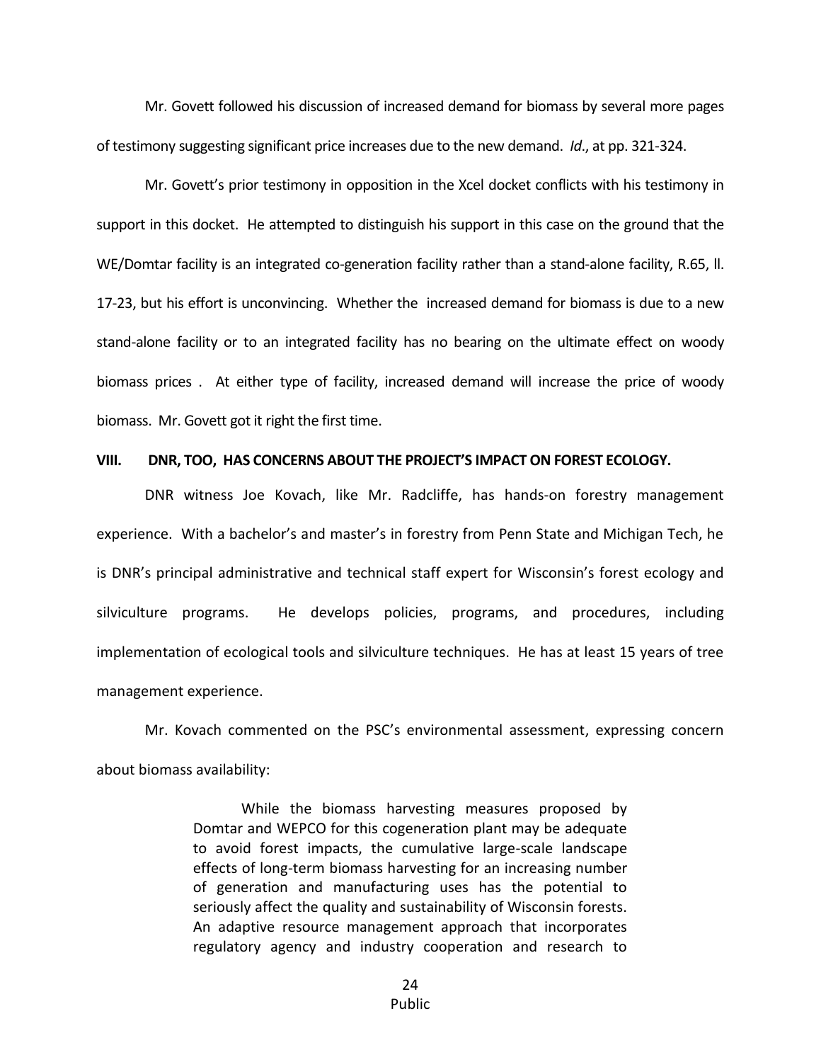Mr. Govett followed his discussion of increased demand for biomass by several more pages of testimony suggesting significant price increases due to the new demand. *Id*., at pp. 321-324.

Mr. Govett's prior testimony in opposition in the Xcel docket conflicts with his testimony in support in this docket. He attempted to distinguish his support in this case on the ground that the WE/Domtar facility is an integrated co-generation facility rather than a stand-alone facility, R.65, ll. 17-23, but his effort is unconvincing. Whether the increased demand for biomass is due to a new stand-alone facility or to an integrated facility has no bearing on the ultimate effect on woody biomass prices . At either type of facility, increased demand will increase the price of woody biomass. Mr. Govett got it right the first time.

## VIII. DNR, TOO, HAS CONCERNS ABOUT THE PROJECT'S IMPACT ON FOREST ECOLOGY.

DNR witness Joe Kovach, like Mr. Radcliffe, has hands-on forestry management experience. With a bachelor's and master's in forestry from Penn State and Michigan Tech, he is DNR's principal administrative and technical staff expert for Wisconsin's forest ecology and silviculture programs. He develops policies, programs, and procedures, including implementation of ecological tools and silviculture techniques. He has at least 15 years of tree management experience.

Mr. Kovach commented on the PSC's environmental assessment, expressing concern about biomass availability:

> While the biomass harvesting measures proposed by Domtar and WEPCO for this cogeneration plant may be adequate to avoid forest impacts, the cumulative large-scale landscape effects of long-term biomass harvesting for an increasing number of generation and manufacturing uses has the potential to seriously affect the quality and sustainability of Wisconsin forests. An adaptive resource management approach that incorporates regulatory agency and industry cooperation and research to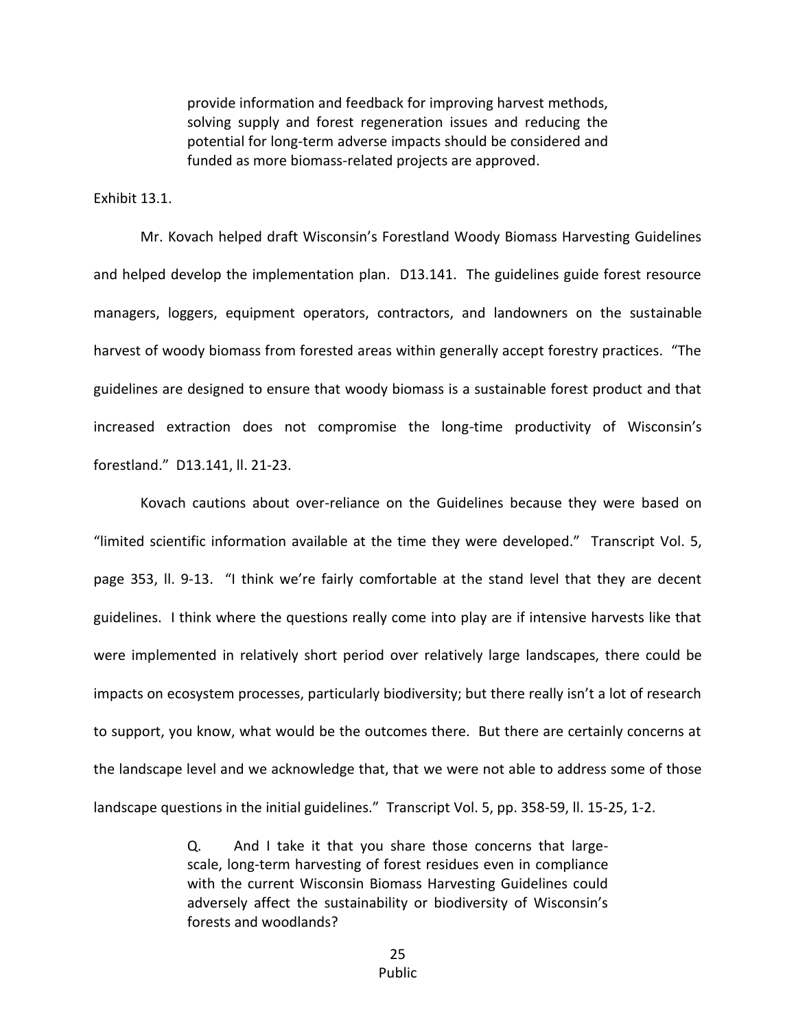> provide information and feedback for improving harvest methods, solving supply and forest regeneration issues and reducing the potential for long-term adverse impacts should be considered and funded as more biomass-related projects are approved.

Exhibit 13.1.

Mr. Kovach helped draft Wisconsin's Forestland Woody Biomass Harvesting Guidelines and helped develop the implementation plan. D13.141. The guidelines guide forest resource managers, loggers, equipment operators, contractors, and landowners on the sustainable harvest of woody biomass from forested areas within generally accept forestry practices. "The guidelines are designed to ensure that woody biomass is a sustainable forest product and that increased extraction does not compromise the long-time productivity of Wisconsin's forestland." D13.141, ll. 21-23.

Kovach cautions about over-reliance on the Guidelines because they were based on "limited scientific information available at the time they were developed." Transcript Vol. 5, page 353, ll. 9-13. "I think we're fairly comfortable at the stand level that they are decent guidelines. I think where the questions really come into play are if intensive harvests like that were implemented in relatively short period over relatively large landscapes, there could be impacts on ecosystem processes, particularly biodiversity; but there really isn't a lot of research to support, you know, what would be the outcomes there. But there are certainly concerns at the landscape level and we acknowledge that, that we were not able to address some of those landscape questions in the initial guidelines." Transcript Vol. 5, pp. 358-59, ll. 15-25, 1-2.

> Q. And I take it that you share those concerns that large-scale, long-term harvesting of forest residues even in compliance with the current Wisconsin Biomass Harvesting Guidelines could adversely affect the sustainability or biodiversity of Wisconsin's forests and woodlands?

Public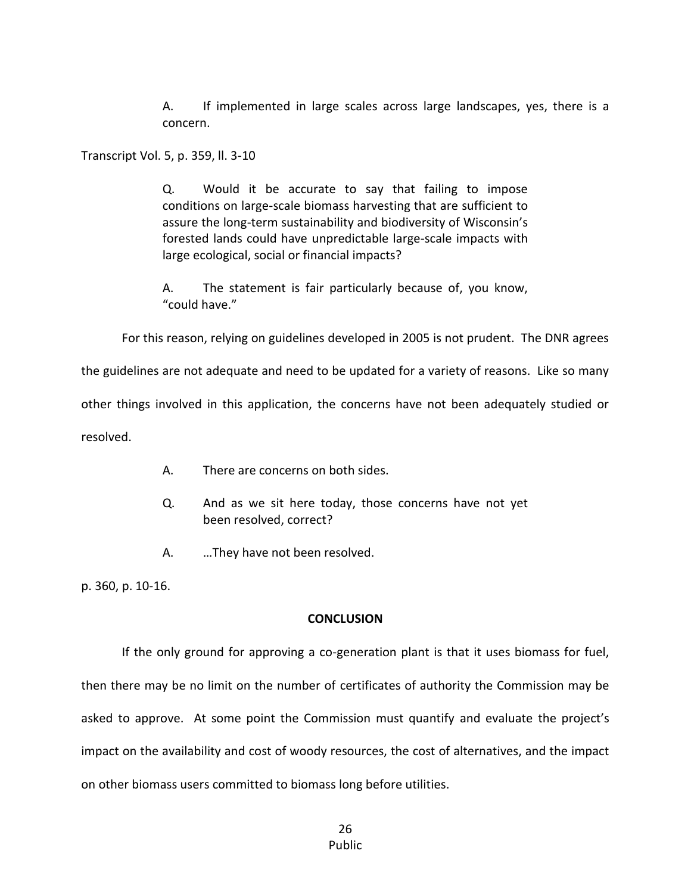> A. If implemented in large scales across large landscapes, yes, there is a concern.

Transcript Vol. 5, p. 359, ll. 3-10

> Q. Would it be accurate to say that failing to impose conditions on large-scale biomass harvesting that are sufficient to assure the long-term sustainability and biodiversity of Wisconsin's forested lands could have unpredictable large-scale impacts with large ecological, social or financial impacts?
>
> A. The statement is fair particularly because of, you know, "could have."

For this reason, relying on guidelines developed in 2005 is not prudent. The DNR agrees the guidelines are not adequate and need to be updated for a variety of reasons. Like so many other things involved in this application, the concerns have not been adequately studied or resolved.

> A. There are concerns on both sides.
>
> Q. And as we sit here today, those concerns have not yet been resolved, correct?
>
> A. …They have not been resolved.

p. 360, p. 10-16.

## CONCLUSION

If the only ground for approving a co-generation plant is that it uses biomass for fuel, then there may be no limit on the number of certificates of authority the Commission may be asked to approve. At some point the Commission must quantify and evaluate the project's impact on the availability and cost of woody resources, the cost of alternatives, and the impact on other biomass users committed to biomass long before utilities.

Public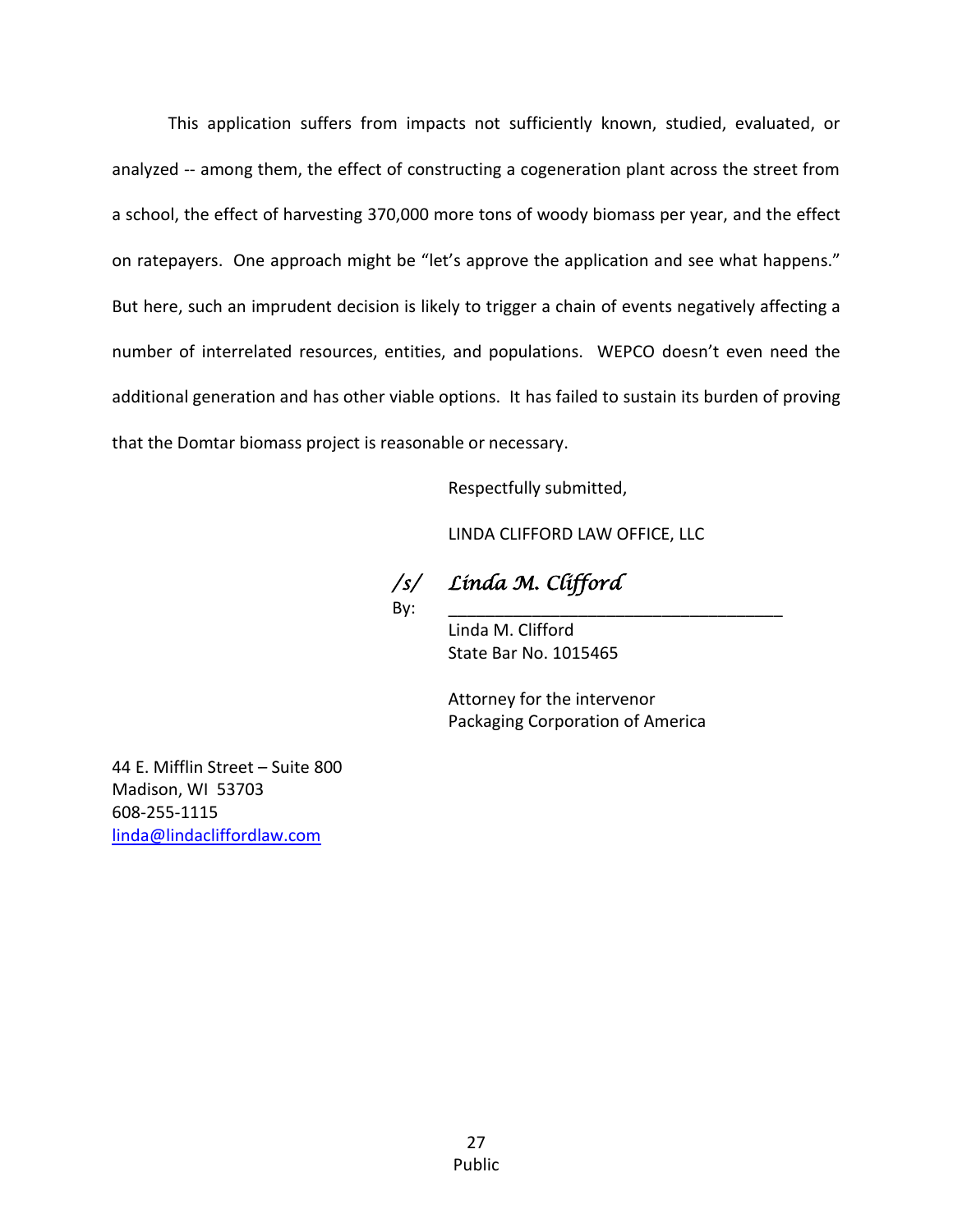This application suffers from impacts not sufficiently known, studied, evaluated, or analyzed -- among them, the effect of constructing a cogeneration plant across the street from a school, the effect of harvesting 370,000 more tons of woody biomass per year, and the effect on ratepayers. One approach might be "let's approve the application and see what happens." But here, such an imprudent decision is likely to trigger a chain of events negatively affecting a number of interrelated resources, entities, and populations. WEPCO doesn't even need the additional generation and has other viable options. It has failed to sustain its burden of proving that the Domtar biomass project is reasonable or necessary.

Respectfully submitted,

LINDA CLIFFORD LAW OFFICE, LLC

By: /s/ *Linda M. Clifford*
\_\_\_\_\_\_\_\_\_\_\_\_\_\_\_\_\_\_\_\_\_\_\_\_\_\_\_\_\_\_\_\_\_\_\_
Linda M. Clifford
State Bar No. 1015465

Attorney for the intervenor
Packaging Corporation of America

44 E. Mifflin Street – Suite 800
Madison, WI 53703
608-255-1115
linda@lindacliffordlaw.com

Public